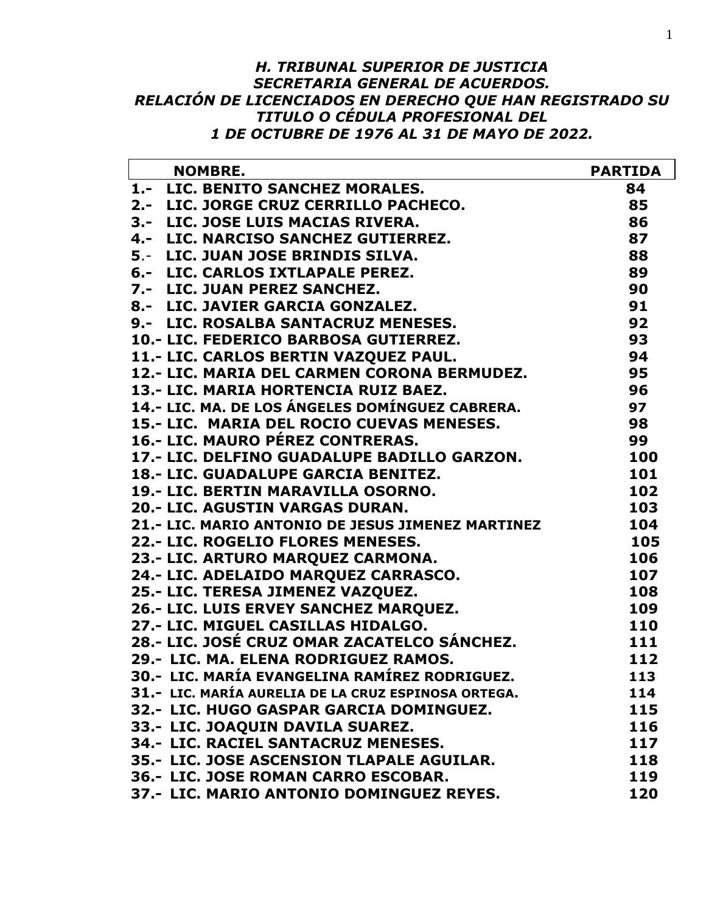***H. TRIBUNAL SUPERIOR DE JUSTICIA***
***SECRETARIA GENERAL DE ACUERDOS.***
***RELACIÓN DE LICENCIADOS EN DERECHO QUE HAN REGISTRADO SU TITULO O CÉDULA PROFESIONAL DEL***
***1 DE OCTUBRE DE 1976 AL 31 DE MAYO DE 2022.***

| NOMBRE. | PARTIDA |
|---|---|
| **1.- LIC. BENITO SANCHEZ MORALES.** | **84** |
| **2.- LIC. JORGE CRUZ CERRILLO PACHECO.** | **85** |
| **3.- LIC. JOSE LUIS MACIAS RIVERA.** | **86** |
| **4.- LIC. NARCISO SANCHEZ GUTIERREZ.** | **87** |
| **5.- LIC. JUAN JOSE BRINDIS SILVA.** | **88** |
| **6.- LIC. CARLOS IXTLAPALE PEREZ.** | **89** |
| **7.- LIC. JUAN PEREZ SANCHEZ.** | **90** |
| **8.- LIC. JAVIER GARCIA GONZALEZ.** | **91** |
| **9.- LIC. ROSALBA SANTACRUZ MENESES.** | **92** |
| **10.- LIC. FEDERICO BARBOSA GUTIERREZ.** | **93** |
| **11.- LIC. CARLOS BERTIN VAZQUEZ PAUL.** | **94** |
| **12.- LIC. MARIA DEL CARMEN CORONA BERMUDEZ.** | **95** |
| **13.- LIC. MARIA HORTENCIA RUIZ BAEZ.** | **96** |
| **14.- LIC. MA. DE LOS ÁNGELES DOMÍNGUEZ CABRERA.** | **97** |
| **15.- LIC. MARIA DEL ROCIO CUEVAS MENESES.** | **98** |
| **16.- LIC. MAURO PÉREZ CONTRERAS.** | **99** |
| **17.- LIC. DELFINO GUADALUPE BADILLO GARZON.** | **100** |
| **18.- LIC. GUADALUPE GARCIA BENITEZ.** | **101** |
| **19.- LIC. BERTIN MARAVILLA OSORNO.** | **102** |
| **20.- LIC. AGUSTIN VARGAS DURAN.** | **103** |
| **21.- LIC. MARIO ANTONIO DE JESUS JIMENEZ MARTINEZ** | **104** |
| **22.- LIC. ROGELIO FLORES MENESES.** | **105** |
| **23.- LIC. ARTURO MARQUEZ CARMONA.** | **106** |
| **24.- LIC. ADELAIDO MARQUEZ CARRASCO.** | **107** |
| **25.- LIC. TERESA JIMENEZ VAZQUEZ.** | **108** |
| **26.- LIC. LUIS ERVEY SANCHEZ MARQUEZ.** | **109** |
| **27.- LIC. MIGUEL CASILLAS HIDALGO.** | **110** |
| **28.- LIC. JOSÉ CRUZ OMAR ZACATELCO SÁNCHEZ.** | **111** |
| **29.- LIC. MA. ELENA RODRIGUEZ RAMOS.** | **112** |
| **30.- LIC. MARÍA EVANGELINA RAMÍREZ RODRIGUEZ.** | **113** |
| **31.- LIC. MARÍA AURELIA DE LA CRUZ ESPINOSA ORTEGA.** | **114** |
| **32.- LIC. HUGO GASPAR GARCIA DOMINGUEZ.** | **115** |
| **33.- LIC. JOAQUIN DAVILA SUAREZ.** | **116** |
| **34.- LIC. RACIEL SANTACRUZ MENESES.** | **117** |
| **35.- LIC. JOSE ASCENSION TLAPALE AGUILAR.** | **118** |
| **36.- LIC. JOSE ROMAN CARRO ESCOBAR.** | **119** |
| **37.- LIC. MARIO ANTONIO DOMINGUEZ REYES.** | **120** |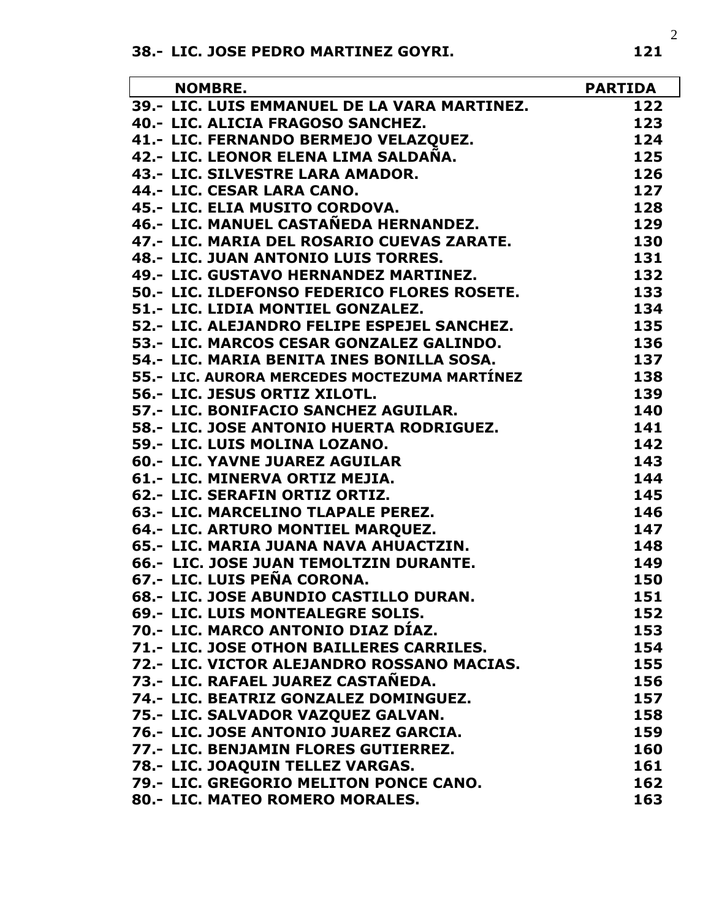**38.- LIC. JOSE PEDRO MARTINEZ GOYRI. 121**

| NOMBRE. | PARTIDA |
| --- | --- |
| 39.- LIC. LUIS EMMANUEL DE LA VARA MARTINEZ. | 122 |
| 40.- LIC. ALICIA FRAGOSO SANCHEZ. | 123 |
| 41.- LIC. FERNANDO BERMEJO VELAZQUEZ. | 124 |
| 42.- LIC. LEONOR ELENA LIMA SALDAÑA. | 125 |
| 43.- LIC. SILVESTRE LARA AMADOR. | 126 |
| 44.- LIC. CESAR LARA CANO. | 127 |
| 45.- LIC. ELIA MUSITO CORDOVA. | 128 |
| 46.- LIC. MANUEL CASTAÑEDA HERNANDEZ. | 129 |
| 47.- LIC. MARIA DEL ROSARIO CUEVAS ZARATE. | 130 |
| 48.- LIC. JUAN ANTONIO LUIS TORRES. | 131 |
| 49.- LIC. GUSTAVO HERNANDEZ MARTINEZ. | 132 |
| 50.- LIC. ILDEFONSO FEDERICO FLORES ROSETE. | 133 |
| 51.- LIC. LIDIA MONTIEL GONZALEZ. | 134 |
| 52.- LIC. ALEJANDRO FELIPE ESPEJEL SANCHEZ. | 135 |
| 53.- LIC. MARCOS CESAR GONZALEZ GALINDO. | 136 |
| 54.- LIC. MARIA BENITA INES BONILLA SOSA. | 137 |
| 55.- LIC. AURORA MERCEDES MOCTEZUMA MARTÍNEZ | 138 |
| 56.- LIC. JESUS ORTIZ XILOTL. | 139 |
| 57.- LIC. BONIFACIO SANCHEZ AGUILAR. | 140 |
| 58.- LIC. JOSE ANTONIO HUERTA RODRIGUEZ. | 141 |
| 59.- LIC. LUIS MOLINA LOZANO. | 142 |
| 60.- LIC. YAVNE JUAREZ AGUILAR | 143 |
| 61.- LIC. MINERVA ORTIZ MEJIA. | 144 |
| 62.- LIC. SERAFIN ORTIZ ORTIZ. | 145 |
| 63.- LIC. MARCELINO TLAPALE PEREZ. | 146 |
| 64.- LIC. ARTURO MONTIEL MARQUEZ. | 147 |
| 65.- LIC. MARIA JUANA NAVA AHUACTZIN. | 148 |
| 66.- LIC. JOSE JUAN TEMOLTZIN DURANTE. | 149 |
| 67.- LIC. LUIS PEÑA CORONA. | 150 |
| 68.- LIC. JOSE ABUNDIO CASTILLO DURAN. | 151 |
| 69.- LIC. LUIS MONTEALEGRE SOLIS. | 152 |
| 70.- LIC. MARCO ANTONIO DIAZ DÍAZ. | 153 |
| 71.- LIC. JOSE OTHON BAILLERES CARRILES. | 154 |
| 72.- LIC. VICTOR ALEJANDRO ROSSANO MACIAS. | 155 |
| 73.- LIC. RAFAEL JUAREZ CASTAÑEDA. | 156 |
| 74.- LIC. BEATRIZ GONZALEZ DOMINGUEZ. | 157 |
| 75.- LIC. SALVADOR VAZQUEZ GALVAN. | 158 |
| 76.- LIC. JOSE ANTONIO JUAREZ GARCIA. | 159 |
| 77.- LIC. BENJAMIN FLORES GUTIERREZ. | 160 |
| 78.- LIC. JOAQUIN TELLEZ VARGAS. | 161 |
| 79.- LIC. GREGORIO MELITON PONCE CANO. | 162 |
| 80.- LIC. MATEO ROMERO MORALES. | 163 |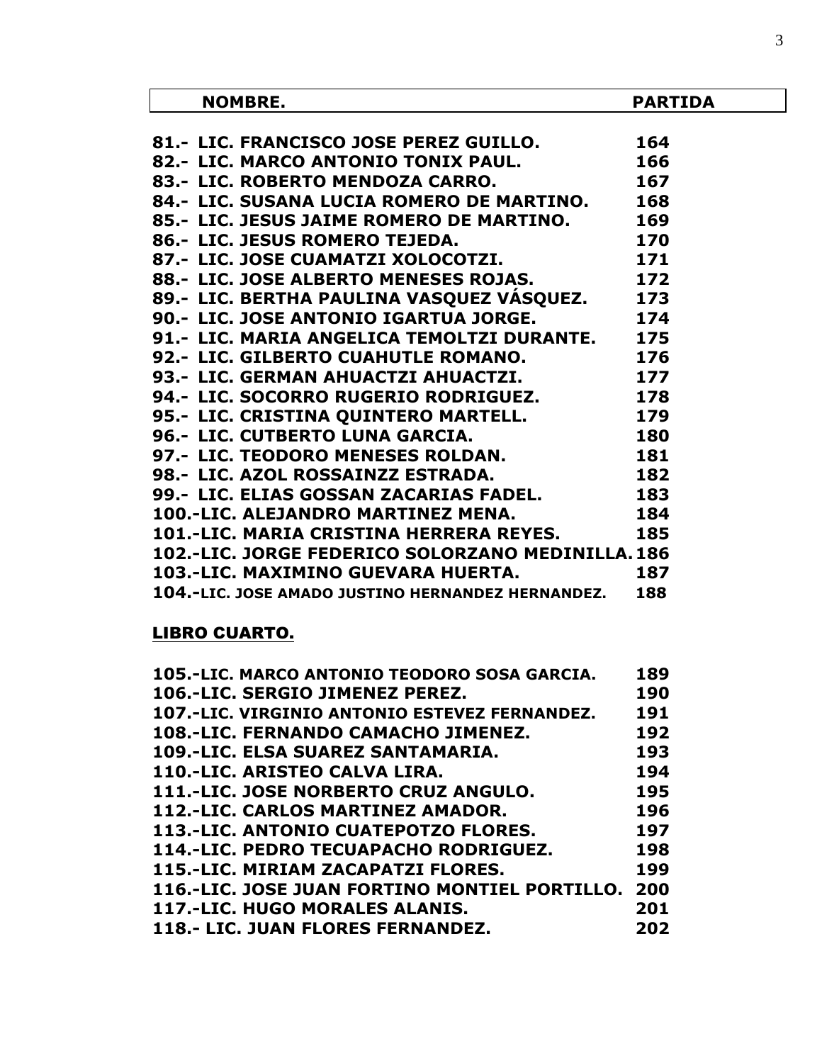| NOMBRE. | PARTIDA |
|---|---|
| 81.- LIC. FRANCISCO JOSE PEREZ GUILLO. | 164 |
| 82.- LIC. MARCO ANTONIO TONIX PAUL. | 166 |
| 83.- LIC. ROBERTO MENDOZA CARRO. | 167 |
| 84.- LIC. SUSANA LUCIA ROMERO DE MARTINO. | 168 |
| 85.- LIC. JESUS JAIME ROMERO DE MARTINO. | 169 |
| 86.- LIC. JESUS ROMERO TEJEDA. | 170 |
| 87.- LIC. JOSE CUAMATZI XOLOCOTZI. | 171 |
| 88.- LIC. JOSE ALBERTO MENESES ROJAS. | 172 |
| 89.- LIC. BERTHA PAULINA VASQUEZ VÁSQUEZ. | 173 |
| 90.- LIC. JOSE ANTONIO IGARTUA JORGE. | 174 |
| 91.- LIC. MARIA ANGELICA TEMOLTZI DURANTE. | 175 |
| 92.- LIC. GILBERTO CUAHUTLE ROMANO. | 176 |
| 93.- LIC. GERMAN AHUACTZI AHUACTZI. | 177 |
| 94.- LIC. SOCORRO RUGERIO RODRIGUEZ. | 178 |
| 95.- LIC. CRISTINA QUINTERO MARTELL. | 179 |
| 96.- LIC. CUTBERTO LUNA GARCIA. | 180 |
| 97.- LIC. TEODORO MENESES ROLDAN. | 181 |
| 98.- LIC. AZOL ROSSAINZZ ESTRADA. | 182 |
| 99.- LIC. ELIAS GOSSAN ZACARIAS FADEL. | 183 |
| 100.-LIC. ALEJANDRO MARTINEZ MENA. | 184 |
| 101.-LIC. MARIA CRISTINA HERRERA REYES. | 185 |
| 102.-LIC. JORGE FEDERICO SOLORZANO MEDINILLA. | 186 |
| 103.-LIC. MAXIMINO GUEVARA HUERTA. | 187 |
| 104.-LIC. JOSE AMADO JUSTINO HERNANDEZ HERNANDEZ. | 188 |

**LIBRO CUARTO.**

| | |
|---|---|
| 105.-LIC. MARCO ANTONIO TEODORO SOSA GARCIA. | 189 |
| 106.-LIC. SERGIO JIMENEZ PEREZ. | 190 |
| 107.-LIC. VIRGINIO ANTONIO ESTEVEZ FERNANDEZ. | 191 |
| 108.-LIC. FERNANDO CAMACHO JIMENEZ. | 192 |
| 109.-LIC. ELSA SUAREZ SANTAMARIA. | 193 |
| 110.-LIC. ARISTEO CALVA LIRA. | 194 |
| 111.-LIC. JOSE NORBERTO CRUZ ANGULO. | 195 |
| 112.-LIC. CARLOS MARTINEZ AMADOR. | 196 |
| 113.-LIC. ANTONIO CUATEPOTZO FLORES. | 197 |
| 114.-LIC. PEDRO TECUAPACHO RODRIGUEZ. | 198 |
| 115.-LIC. MIRIAM ZACAPATZI FLORES. | 199 |
| 116.-LIC. JOSE JUAN FORTINO MONTIEL PORTILLO. | 200 |
| 117.-LIC. HUGO MORALES ALANIS. | 201 |
| 118.- LIC. JUAN FLORES FERNANDEZ. | 202 |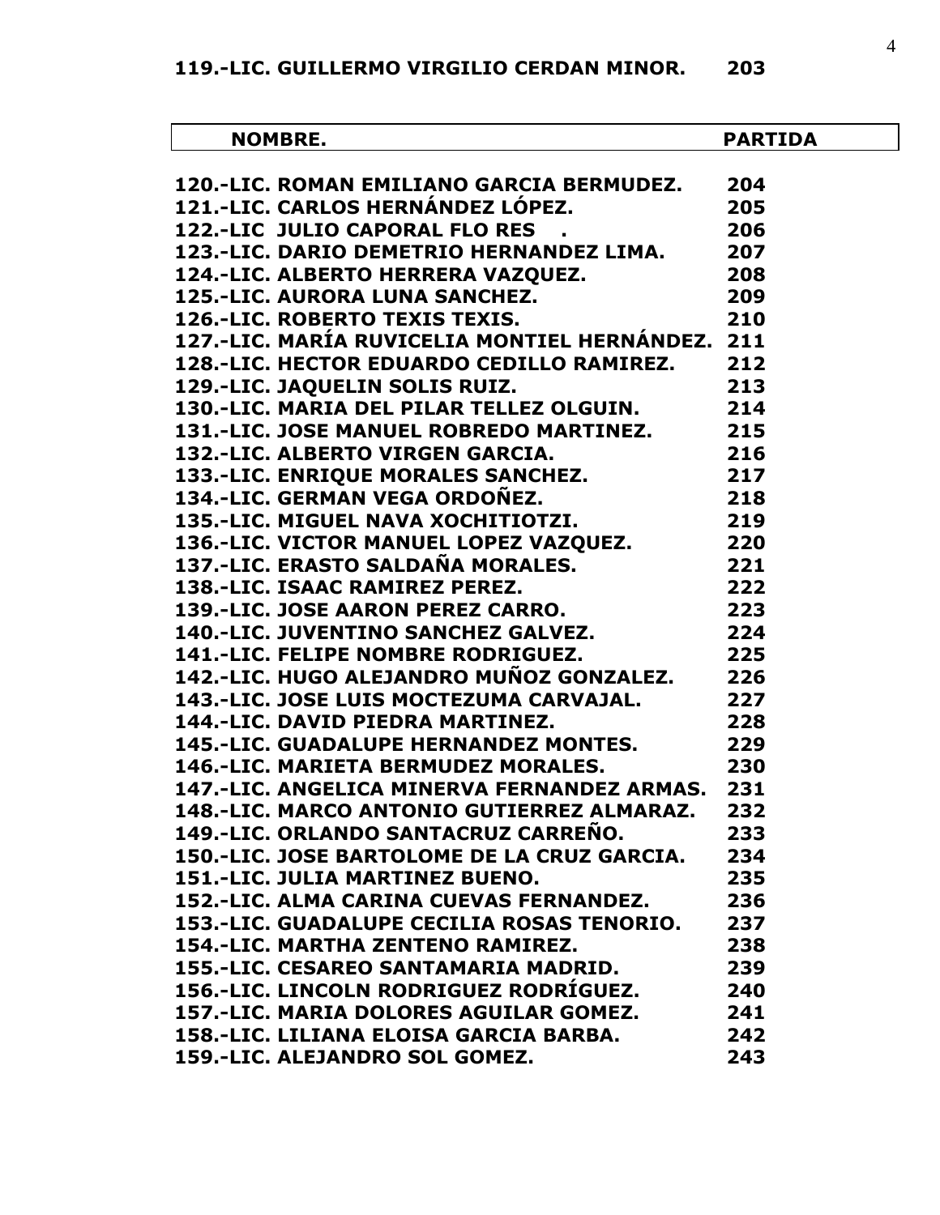**119.-LIC. GUILLERMO VIRGILIO CERDAN MINOR. 203**

| NOMBRE. | PARTIDA |
|---|---|
| 120.-LIC. ROMAN EMILIANO GARCIA BERMUDEZ. | 204 |
| 121.-LIC. CARLOS HERNÁNDEZ LÓPEZ. | 205 |
| 122.-LIC JULIO CAPORAL FLO RES . | 206 |
| 123.-LIC. DARIO DEMETRIO HERNANDEZ LIMA. | 207 |
| 124.-LIC. ALBERTO HERRERA VAZQUEZ. | 208 |
| 125.-LIC. AURORA LUNA SANCHEZ. | 209 |
| 126.-LIC. ROBERTO TEXIS TEXIS. | 210 |
| 127.-LIC. MARÍA RUVICELIA MONTIEL HERNÁNDEZ. | 211 |
| 128.-LIC. HECTOR EDUARDO CEDILLO RAMIREZ. | 212 |
| 129.-LIC. JAQUELIN SOLIS RUIZ. | 213 |
| 130.-LIC. MARIA DEL PILAR TELLEZ OLGUIN. | 214 |
| 131.-LIC. JOSE MANUEL ROBREDO MARTINEZ. | 215 |
| 132.-LIC. ALBERTO VIRGEN GARCIA. | 216 |
| 133.-LIC. ENRIQUE MORALES SANCHEZ. | 217 |
| 134.-LIC. GERMAN VEGA ORDOÑEZ. | 218 |
| 135.-LIC. MIGUEL NAVA XOCHITIOTZI. | 219 |
| 136.-LIC. VICTOR MANUEL LOPEZ VAZQUEZ. | 220 |
| 137.-LIC. ERASTO SALDAÑA MORALES. | 221 |
| 138.-LIC. ISAAC RAMIREZ PEREZ. | 222 |
| 139.-LIC. JOSE AARON PEREZ CARRO. | 223 |
| 140.-LIC. JUVENTINO SANCHEZ GALVEZ. | 224 |
| 141.-LIC. FELIPE NOMBRE RODRIGUEZ. | 225 |
| 142.-LIC. HUGO ALEJANDRO MUÑOZ GONZALEZ. | 226 |
| 143.-LIC. JOSE LUIS MOCTEZUMA CARVAJAL. | 227 |
| 144.-LIC. DAVID PIEDRA MARTINEZ. | 228 |
| 145.-LIC. GUADALUPE HERNANDEZ MONTES. | 229 |
| 146.-LIC. MARIETA BERMUDEZ MORALES. | 230 |
| 147.-LIC. ANGELICA MINERVA FERNANDEZ ARMAS. | 231 |
| 148.-LIC. MARCO ANTONIO GUTIERREZ ALMARAZ. | 232 |
| 149.-LIC. ORLANDO SANTACRUZ CARREÑO. | 233 |
| 150.-LIC. JOSE BARTOLOME DE LA CRUZ GARCIA. | 234 |
| 151.-LIC. JULIA MARTINEZ BUENO. | 235 |
| 152.-LIC. ALMA CARINA CUEVAS FERNANDEZ. | 236 |
| 153.-LIC. GUADALUPE CECILIA ROSAS TENORIO. | 237 |
| 154.-LIC. MARTHA ZENTENO RAMIREZ. | 238 |
| 155.-LIC. CESAREO SANTAMARIA MADRID. | 239 |
| 156.-LIC. LINCOLN RODRIGUEZ RODRÍGUEZ. | 240 |
| 157.-LIC. MARIA DOLORES AGUILAR GOMEZ. | 241 |
| 158.-LIC. LILIANA ELOISA GARCIA BARBA. | 242 |
| 159.-LIC. ALEJANDRO SOL GOMEZ. | 243 |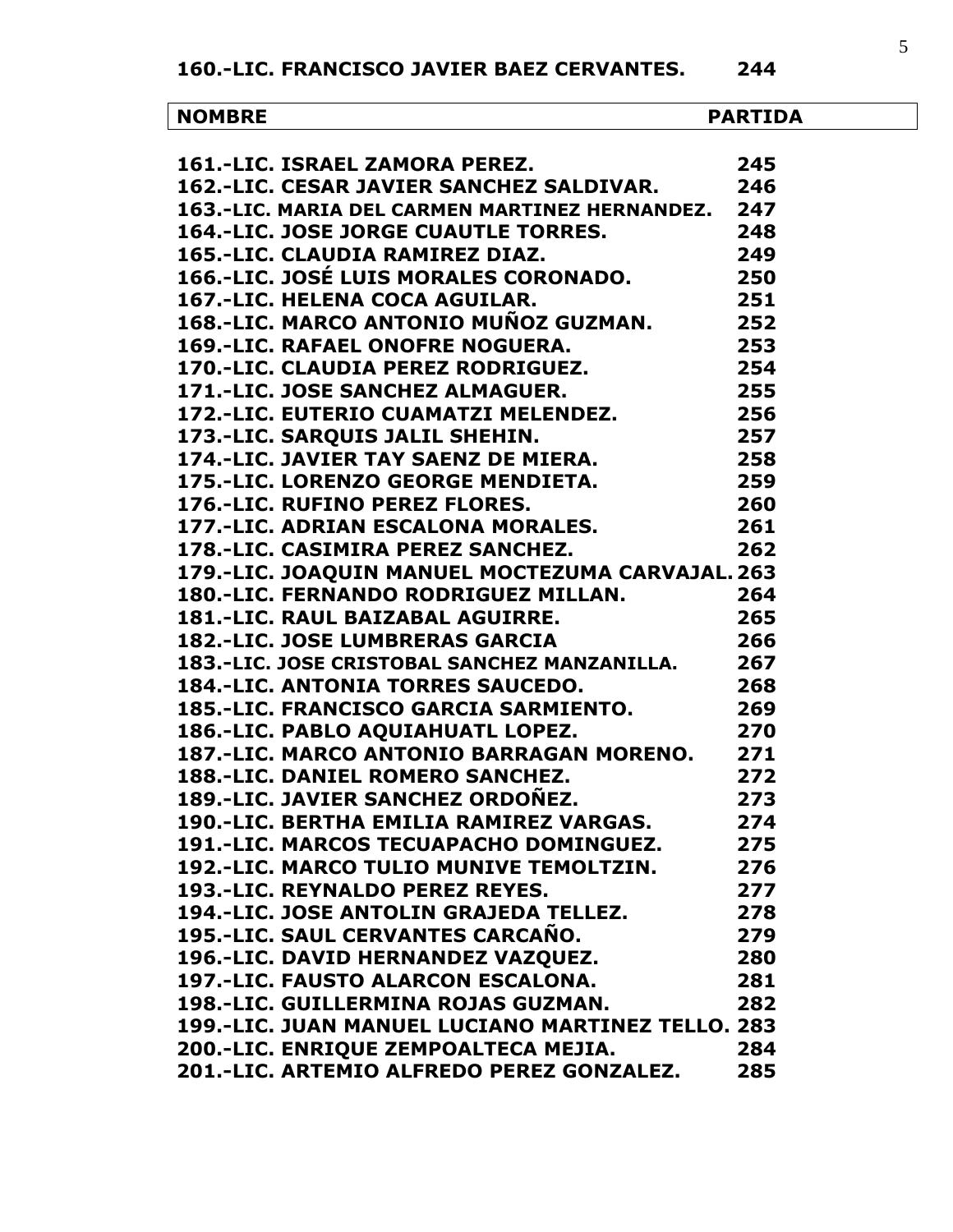**160.-LIC. FRANCISCO JAVIER BAEZ CERVANTES. 244**

| NOMBRE | PARTIDA |
|---|---|
| 161.-LIC. ISRAEL ZAMORA PEREZ. | 245 |
| 162.-LIC. CESAR JAVIER SANCHEZ SALDIVAR. | 246 |
| 163.-LIC. MARIA DEL CARMEN MARTINEZ HERNANDEZ. | 247 |
| 164.-LIC. JOSE JORGE CUAUTLE TORRES. | 248 |
| 165.-LIC. CLAUDIA RAMIREZ DIAZ. | 249 |
| 166.-LIC. JOSÉ LUIS MORALES CORONADO. | 250 |
| 167.-LIC. HELENA COCA AGUILAR. | 251 |
| 168.-LIC. MARCO ANTONIO MUÑOZ GUZMAN. | 252 |
| 169.-LIC. RAFAEL ONOFRE NOGUERA. | 253 |
| 170.-LIC. CLAUDIA PEREZ RODRIGUEZ. | 254 |
| 171.-LIC. JOSE SANCHEZ ALMAGUER. | 255 |
| 172.-LIC. EUTERIO CUAMATZI MELENDEZ. | 256 |
| 173.-LIC. SARQUIS JALIL SHEHIN. | 257 |
| 174.-LIC. JAVIER TAY SAENZ DE MIERA. | 258 |
| 175.-LIC. LORENZO GEORGE MENDIETA. | 259 |
| 176.-LIC. RUFINO PEREZ FLORES. | 260 |
| 177.-LIC. ADRIAN ESCALONA MORALES. | 261 |
| 178.-LIC. CASIMIRA PEREZ SANCHEZ. | 262 |
| 179.-LIC. JOAQUIN MANUEL MOCTEZUMA CARVAJAL. | 263 |
| 180.-LIC. FERNANDO RODRIGUEZ MILLAN. | 264 |
| 181.-LIC. RAUL BAIZABAL AGUIRRE. | 265 |
| 182.-LIC. JOSE LUMBRERAS GARCIA | 266 |
| 183.-LIC. JOSE CRISTOBAL SANCHEZ MANZANILLA. | 267 |
| 184.-LIC. ANTONIA TORRES SAUCEDO. | 268 |
| 185.-LIC. FRANCISCO GARCIA SARMIENTO. | 269 |
| 186.-LIC. PABLO AQUIAHUATL LOPEZ. | 270 |
| 187.-LIC. MARCO ANTONIO BARRAGAN MORENO. | 271 |
| 188.-LIC. DANIEL ROMERO SANCHEZ. | 272 |
| 189.-LIC. JAVIER SANCHEZ ORDOÑEZ. | 273 |
| 190.-LIC. BERTHA EMILIA RAMIREZ VARGAS. | 274 |
| 191.-LIC. MARCOS TECUAPACHO DOMINGUEZ. | 275 |
| 192.-LIC. MARCO TULIO MUNIVE TEMOLTZIN. | 276 |
| 193.-LIC. REYNALDO PEREZ REYES. | 277 |
| 194.-LIC. JOSE ANTOLIN GRAJEDA TELLEZ. | 278 |
| 195.-LIC. SAUL CERVANTES CARCAÑO. | 279 |
| 196.-LIC. DAVID HERNANDEZ VAZQUEZ. | 280 |
| 197.-LIC. FAUSTO ALARCON ESCALONA. | 281 |
| 198.-LIC. GUILLERMINA ROJAS GUZMAN. | 282 |
| 199.-LIC. JUAN MANUEL LUCIANO MARTINEZ TELLO. | 283 |
| 200.-LIC. ENRIQUE ZEMPOALTECA MEJIA. | 284 |
| 201.-LIC. ARTEMIO ALFREDO PEREZ GONZALEZ. | 285 |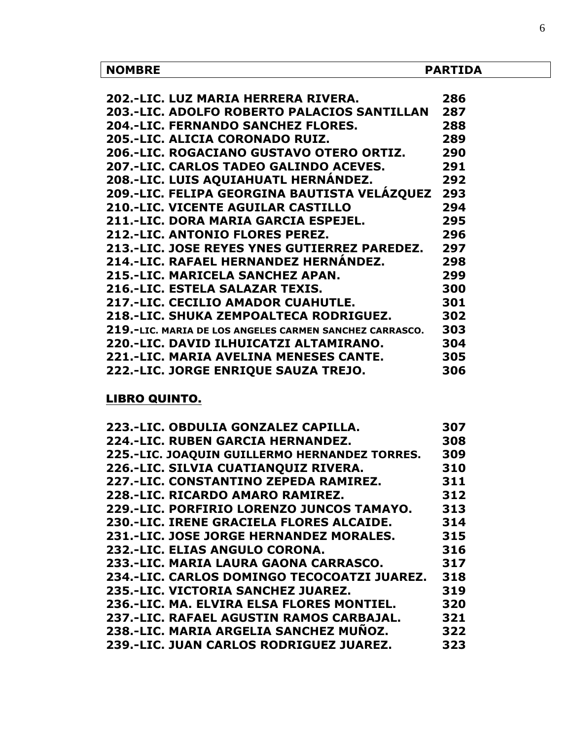| NOMBRE | PARTIDA |
|---|---|
| **202.-LIC. LUZ MARIA HERRERA RIVERA.** | **286** |
| **203.-LIC. ADOLFO ROBERTO PALACIOS SANTILLAN** | **287** |
| **204.-LIC. FERNANDO SANCHEZ FLORES.** | **288** |
| **205.-LIC. ALICIA CORONADO RUIZ.** | **289** |
| **206.-LIC. ROGACIANO GUSTAVO OTERO ORTIZ.** | **290** |
| **207.-LIC. CARLOS TADEO GALINDO ACEVES.** | **291** |
| **208.-LIC. LUIS AQUIAHUATL HERNÁNDEZ.** | **292** |
| **209.-LIC. FELIPA GEORGINA BAUTISTA VELÁZQUEZ** | **293** |
| **210.-LIC. VICENTE AGUILAR CASTILLO** | **294** |
| **211.-LIC. DORA MARIA GARCIA ESPEJEL.** | **295** |
| **212.-LIC. ANTONIO FLORES PEREZ.** | **296** |
| **213.-LIC. JOSE REYES YNES GUTIERREZ PAREDEZ.** | **297** |
| **214.-LIC. RAFAEL HERNANDEZ HERNÁNDEZ.** | **298** |
| **215.-LIC. MARICELA SANCHEZ APAN.** | **299** |
| **216.-LIC. ESTELA SALAZAR TEXIS.** | **300** |
| **217.-LIC. CECILIO AMADOR CUAHUTLE.** | **301** |
| **218.-LIC. SHUKA ZEMPOALTECA RODRIGUEZ.** | **302** |
| **219.-LIC. MARIA DE LOS ANGELES CARMEN SANCHEZ CARRASCO.** | **303** |
| **220.-LIC. DAVID ILHUICATZI ALTAMIRANO.** | **304** |
| **221.-LIC. MARIA AVELINA MENESES CANTE.** | **305** |
| **222.-LIC. JORGE ENRIQUE SAUZA TREJO.** | **306** |

**LIBRO QUINTO.**

| NOMBRE | PARTIDA |
|---|---|
| **223.-LIC. OBDULIA GONZALEZ CAPILLA.** | **307** |
| **224.-LIC. RUBEN GARCIA HERNANDEZ.** | **308** |
| **225.-LIC. JOAQUIN GUILLERMO HERNANDEZ TORRES.** | **309** |
| **226.-LIC. SILVIA CUATIANQUIZ RIVERA.** | **310** |
| **227.-LIC. CONSTANTINO ZEPEDA RAMIREZ.** | **311** |
| **228.-LIC. RICARDO AMARO RAMIREZ.** | **312** |
| **229.-LIC. PORFIRIO LORENZO JUNCOS TAMAYO.** | **313** |
| **230.-LIC. IRENE GRACIELA FLORES ALCAIDE.** | **314** |
| **231.-LIC. JOSE JORGE HERNANDEZ MORALES.** | **315** |
| **232.-LIC. ELIAS ANGULO CORONA.** | **316** |
| **233.-LIC. MARIA LAURA GAONA CARRASCO.** | **317** |
| **234.-LIC. CARLOS DOMINGO TECOCOATZI JUAREZ.** | **318** |
| **235.-LIC. VICTORIA SANCHEZ JUAREZ.** | **319** |
| **236.-LIC. MA. ELVIRA ELSA FLORES MONTIEL.** | **320** |
| **237.-LIC. RAFAEL AGUSTIN RAMOS CARBAJAL.** | **321** |
| **238.-LIC. MARIA ARGELIA SANCHEZ MUÑOZ.** | **322** |
| **239.-LIC. JUAN CARLOS RODRIGUEZ JUAREZ.** | **323** |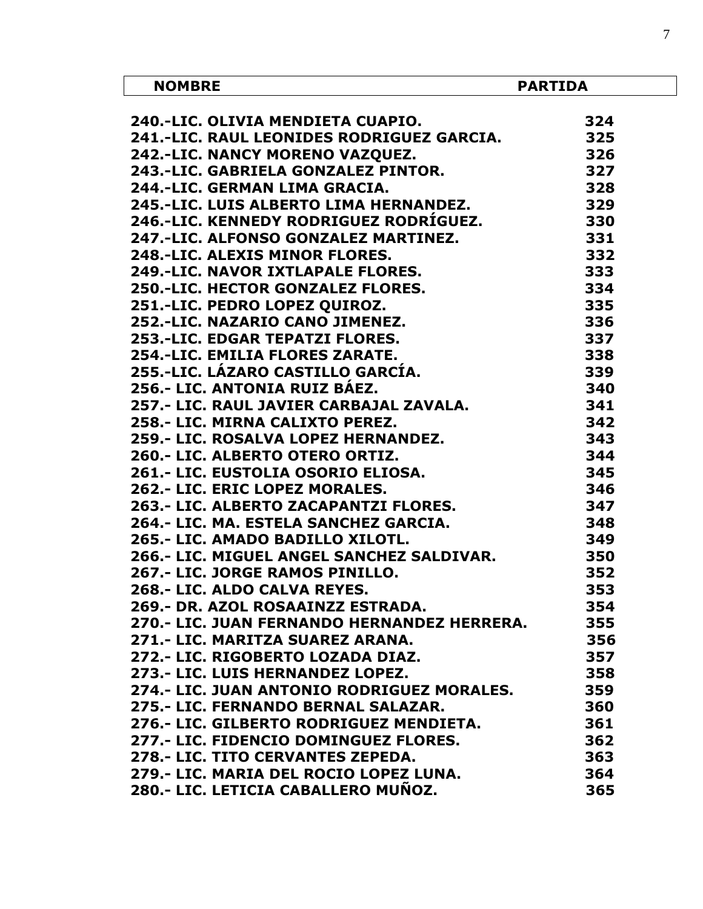| NOMBRE | PARTIDA |
|---|---|
| **240.-LIC. OLIVIA MENDIETA CUAPIO.** | **324** |
| **241.-LIC. RAUL LEONIDES RODRIGUEZ GARCIA.** | **325** |
| **242.-LIC. NANCY MORENO VAZQUEZ.** | **326** |
| **243.-LIC. GABRIELA GONZALEZ PINTOR.** | **327** |
| **244.-LIC. GERMAN LIMA GRACIA.** | **328** |
| **245.-LIC. LUIS ALBERTO LIMA HERNANDEZ.** | **329** |
| **246.-LIC. KENNEDY RODRIGUEZ RODRÍGUEZ.** | **330** |
| **247.-LIC. ALFONSO GONZALEZ MARTINEZ.** | **331** |
| **248.-LIC. ALEXIS MINOR FLORES.** | **332** |
| **249.-LIC. NAVOR IXTLAPALE FLORES.** | **333** |
| **250.-LIC. HECTOR GONZALEZ FLORES.** | **334** |
| **251.-LIC. PEDRO LOPEZ QUIROZ.** | **335** |
| **252.-LIC. NAZARIO CANO JIMENEZ.** | **336** |
| **253.-LIC. EDGAR TEPATZI FLORES.** | **337** |
| **254.-LIC. EMILIA FLORES ZARATE.** | **338** |
| **255.-LIC. LÁZARO CASTILLO GARCÍA.** | **339** |
| **256.- LIC. ANTONIA RUIZ BÁEZ.** | **340** |
| **257.- LIC. RAUL JAVIER CARBAJAL ZAVALA.** | **341** |
| **258.- LIC. MIRNA CALIXTO PEREZ.** | **342** |
| **259.- LIC. ROSALVA LOPEZ HERNANDEZ.** | **343** |
| **260.- LIC. ALBERTO OTERO ORTIZ.** | **344** |
| **261.- LIC. EUSTOLIA OSORIO ELIOSA.** | **345** |
| **262.- LIC. ERIC LOPEZ MORALES.** | **346** |
| **263.- LIC. ALBERTO ZACAPANTZI FLORES.** | **347** |
| **264.- LIC. MA. ESTELA SANCHEZ GARCIA.** | **348** |
| **265.- LIC. AMADO BADILLO XILOTL.** | **349** |
| **266.- LIC. MIGUEL ANGEL SANCHEZ SALDIVAR.** | **350** |
| **267.- LIC. JORGE RAMOS PINILLO.** | **352** |
| **268.- LIC. ALDO CALVA REYES.** | **353** |
| **269.- DR. AZOL ROSAAINZZ ESTRADA.** | **354** |
| **270.- LIC. JUAN FERNANDO HERNANDEZ HERRERA.** | **355** |
| **271.- LIC. MARITZA SUAREZ ARANA.** | **356** |
| **272.- LIC. RIGOBERTO LOZADA DIAZ.** | **357** |
| **273.- LIC. LUIS HERNANDEZ LOPEZ.** | **358** |
| **274.- LIC. JUAN ANTONIO RODRIGUEZ MORALES.** | **359** |
| **275.- LIC. FERNANDO BERNAL SALAZAR.** | **360** |
| **276.- LIC. GILBERTO RODRIGUEZ MENDIETA.** | **361** |
| **277.- LIC. FIDENCIO DOMINGUEZ FLORES.** | **362** |
| **278.- LIC. TITO CERVANTES ZEPEDA.** | **363** |
| **279.- LIC. MARIA DEL ROCIO LOPEZ LUNA.** | **364** |
| **280.- LIC. LETICIA CABALLERO MUÑOZ.** | **365** |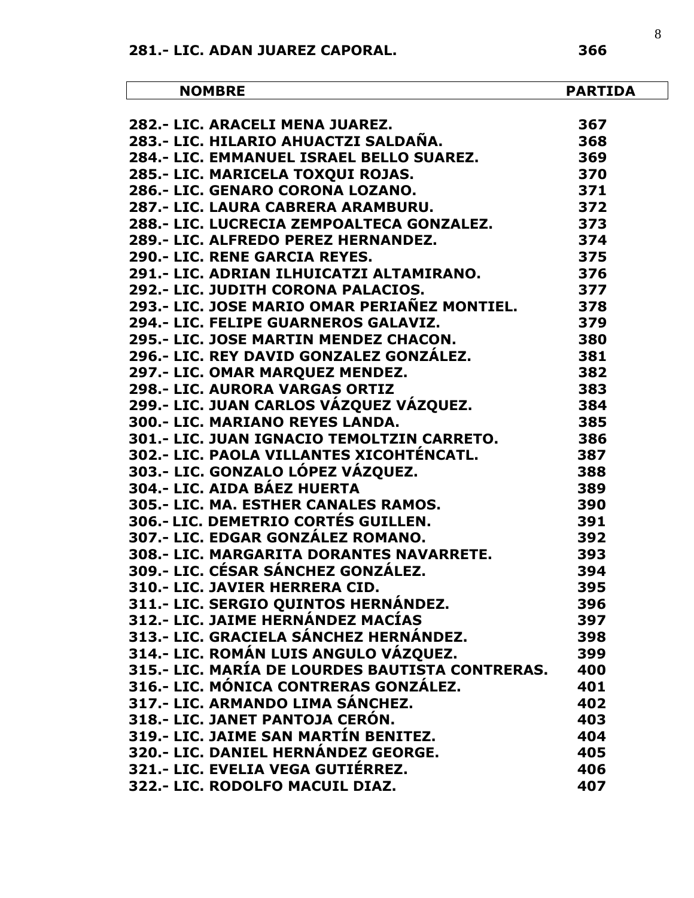**281.- LIC. ADAN JUAREZ CAPORAL. 366**

| NOMBRE | PARTIDA |
|---|---|
| **282.- LIC. ARACELI MENA JUAREZ.** | **367** |
| **283.- LIC. HILARIO AHUACTZI SALDAÑA.** | **368** |
| **284.- LIC. EMMANUEL ISRAEL BELLO SUAREZ.** | **369** |
| **285.- LIC. MARICELA TOXQUI ROJAS.** | **370** |
| **286.- LIC. GENARO CORONA LOZANO.** | **371** |
| **287.- LIC. LAURA CABRERA ARAMBURU.** | **372** |
| **288.- LIC. LUCRECIA ZEMPOALTECA GONZALEZ.** | **373** |
| **289.- LIC. ALFREDO PEREZ HERNANDEZ.** | **374** |
| **290.- LIC. RENE GARCIA REYES.** | **375** |
| **291.- LIC. ADRIAN ILHUICATZI ALTAMIRANO.** | **376** |
| **292.- LIC. JUDITH CORONA PALACIOS.** | **377** |
| **293.- LIC. JOSE MARIO OMAR PERIAÑEZ MONTIEL.** | **378** |
| **294.- LIC. FELIPE GUARNEROS GALAVIZ.** | **379** |
| **295.- LIC. JOSE MARTIN MENDEZ CHACON.** | **380** |
| **296.- LIC. REY DAVID GONZALEZ GONZÁLEZ.** | **381** |
| **297.- LIC. OMAR MARQUEZ MENDEZ.** | **382** |
| **298.- LIC. AURORA VARGAS ORTIZ** | **383** |
| **299.- LIC. JUAN CARLOS VÁZQUEZ VÁZQUEZ.** | **384** |
| **300.- LIC. MARIANO REYES LANDA.** | **385** |
| **301.- LIC. JUAN IGNACIO TEMOLTZIN CARRETO.** | **386** |
| **302.- LIC. PAOLA VILLANTES XICOHTÉNCATL.** | **387** |
| **303.- LIC. GONZALO LÓPEZ VÁZQUEZ.** | **388** |
| **304.- LIC. AIDA BÁEZ HUERTA** | **389** |
| **305.- LIC. MA. ESTHER CANALES RAMOS.** | **390** |
| **306.- LIC. DEMETRIO CORTÉS GUILLEN.** | **391** |
| **307.- LIC. EDGAR GONZÁLEZ ROMANO.** | **392** |
| **308.- LIC. MARGARITA DORANTES NAVARRETE.** | **393** |
| **309.- LIC. CÉSAR SÁNCHEZ GONZÁLEZ.** | **394** |
| **310.- LIC. JAVIER HERRERA CID.** | **395** |
| **311.- LIC. SERGIO QUINTOS HERNÁNDEZ.** | **396** |
| **312.- LIC. JAIME HERNÁNDEZ MACÍAS** | **397** |
| **313.- LIC. GRACIELA SÁNCHEZ HERNÁNDEZ.** | **398** |
| **314.- LIC. ROMÁN LUIS ANGULO VÁZQUEZ.** | **399** |
| **315.- LIC. MARÍA DE LOURDES BAUTISTA CONTRERAS.** | **400** |
| **316.- LIC. MÓNICA CONTRERAS GONZÁLEZ.** | **401** |
| **317.- LIC. ARMANDO LIMA SÁNCHEZ.** | **402** |
| **318.- LIC. JANET PANTOJA CERÓN.** | **403** |
| **319.- LIC. JAIME SAN MARTÍN BENITEZ.** | **404** |
| **320.- LIC. DANIEL HERNÁNDEZ GEORGE.** | **405** |
| **321.- LIC. EVELIA VEGA GUTIÉRREZ.** | **406** |
| **322.- LIC. RODOLFO MACUIL DIAZ.** | **407** |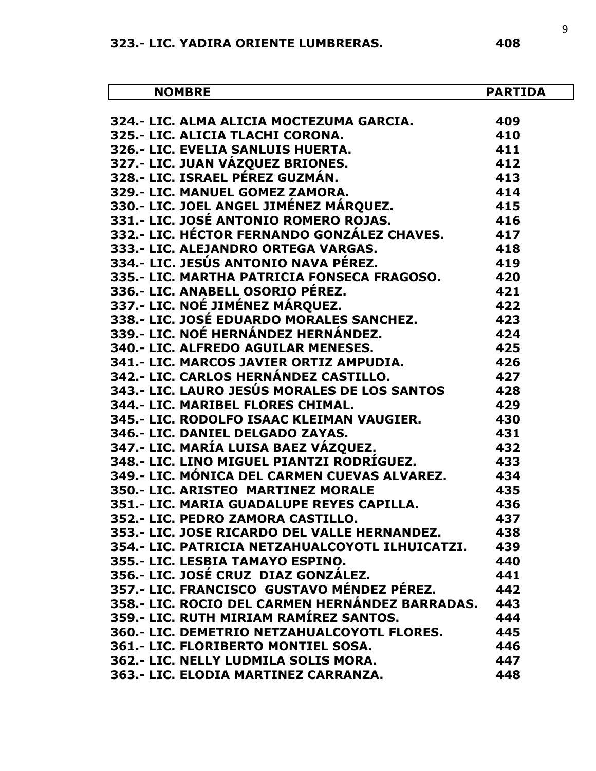**323.- LIC. YADIRA ORIENTE LUMBRERAS.** **408**

| NOMBRE | PARTIDA |
| --- | --- |
| **324.- LIC. ALMA ALICIA MOCTEZUMA GARCIA.** | **409** |
| **325.- LIC. ALICIA TLACHI CORONA.** | **410** |
| **326.- LIC. EVELIA SANLUIS HUERTA.** | **411** |
| **327.- LIC. JUAN VÁZQUEZ BRIONES.** | **412** |
| **328.- LIC. ISRAEL PÉREZ GUZMÁN.** | **413** |
| **329.- LIC. MANUEL GOMEZ ZAMORA.** | **414** |
| **330.- LIC. JOEL ANGEL JIMÉNEZ MÁRQUEZ.** | **415** |
| **331.- LIC. JOSÉ ANTONIO ROMERO ROJAS.** | **416** |
| **332.- LIC. HÉCTOR FERNANDO GONZÁLEZ CHAVES.** | **417** |
| **333.- LIC. ALEJANDRO ORTEGA VARGAS.** | **418** |
| **334.- LIC. JESÚS ANTONIO NAVA PÉREZ.** | **419** |
| **335.- LIC. MARTHA PATRICIA FONSECA FRAGOSO.** | **420** |
| **336.- LIC. ANABELL OSORIO PÉREZ.** | **421** |
| **337.- LIC. NOÉ JIMÉNEZ MÁRQUEZ.** | **422** |
| **338.- LIC. JOSÉ EDUARDO MORALES SANCHEZ.** | **423** |
| **339.- LIC. NOÉ HERNÁNDEZ HERNÁNDEZ.** | **424** |
| **340.- LIC. ALFREDO AGUILAR MENESES.** | **425** |
| **341.- LIC. MARCOS JAVIER ORTIZ AMPUDIA.** | **426** |
| **342.- LIC. CARLOS HERNÁNDEZ CASTILLO.** | **427** |
| **343.- LIC. LAURO JESÚS MORALES DE LOS SANTOS** | **428** |
| **344.- LIC. MARIBEL FLORES CHIMAL.** | **429** |
| **345.- LIC. RODOLFO ISAAC KLEIMAN VAUGIER.** | **430** |
| **346.- LIC. DANIEL DELGADO ZAYAS.** | **431** |
| **347.- LIC. MARÍA LUISA BAEZ VÁZQUEZ.** | **432** |
| **348.- LIC. LINO MIGUEL PIANTZI RODRÍGUEZ.** | **433** |
| **349.- LIC. MÓNICA DEL CARMEN CUEVAS ALVAREZ.** | **434** |
| **350.- LIC. ARISTEO MARTINEZ MORALE** | **435** |
| **351.- LIC. MARIA GUADALUPE REYES CAPILLA.** | **436** |
| **352.- LIC. PEDRO ZAMORA CASTILLO.** | **437** |
| **353.- LIC. JOSE RICARDO DEL VALLE HERNANDEZ.** | **438** |
| **354.- LIC. PATRICIA NETZAHUALCOYOTL ILHUICATZI.** | **439** |
| **355.- LIC. LESBIA TAMAYO ESPINO.** | **440** |
| **356.- LIC. JOSÉ CRUZ DIAZ GONZÁLEZ.** | **441** |
| **357.- LIC. FRANCISCO GUSTAVO MÉNDEZ PÉREZ.** | **442** |
| **358.- LIC. ROCIO DEL CARMEN HERNÁNDEZ BARRADAS.** | **443** |
| **359.- LIC. RUTH MIRIAM RAMÍREZ SANTOS.** | **444** |
| **360.- LIC. DEMETRIO NETZAHUALCOYOTL FLORES.** | **445** |
| **361.- LIC. FLORIBERTO MONTIEL SOSA.** | **446** |
| **362.- LIC. NELLY LUDMILA SOLIS MORA.** | **447** |
| **363.- LIC. ELODIA MARTINEZ CARRANZA.** | **448** |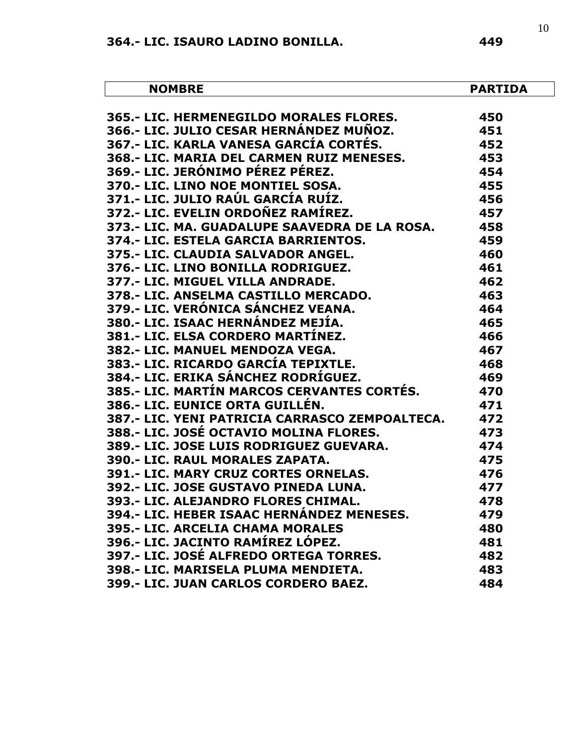**364.- LIC. ISAURO LADINO BONILLA. 449**

| NOMBRE | PARTIDA |
|---|---|
| **365.- LIC. HERMENEGILDO MORALES FLORES.** | **450** |
| **366.- LIC. JULIO CESAR HERNÁNDEZ MUÑOZ.** | **451** |
| **367.- LIC. KARLA VANESA GARCÍA CORTÉS.** | **452** |
| **368.- LIC. MARIA DEL CARMEN RUIZ MENESES.** | **453** |
| **369.- LIC. JERÓNIMO PÉREZ PÉREZ.** | **454** |
| **370.- LIC. LINO NOE MONTIEL SOSA.** | **455** |
| **371.- LIC. JULIO RAÚL GARCÍA RUÍZ.** | **456** |
| **372.- LIC. EVELIN ORDOÑEZ RAMÍREZ.** | **457** |
| **373.- LIC. MA. GUADALUPE SAAVEDRA DE LA ROSA.** | **458** |
| **374.- LIC. ESTELA GARCIA BARRIENTOS.** | **459** |
| **375.- LIC. CLAUDIA SALVADOR ANGEL.** | **460** |
| **376.- LIC. LINO BONILLA RODRIGUEZ.** | **461** |
| **377.- LIC. MIGUEL VILLA ANDRADE.** | **462** |
| **378.- LIC. ANSELMA CASTILLO MERCADO.** | **463** |
| **379.- LIC. VERÓNICA SÁNCHEZ VEANA.** | **464** |
| **380.- LIC. ISAAC HERNÁNDEZ MEJÍA.** | **465** |
| **381.- LIC. ELSA CORDERO MARTÍNEZ.** | **466** |
| **382.- LIC. MANUEL MENDOZA VEGA.** | **467** |
| **383.- LIC. RICARDO GARCÍA TEPIXTLE.** | **468** |
| **384.- LIC. ERIKA SÁNCHEZ RODRÍGUEZ.** | **469** |
| **385.- LIC. MARTÍN MARCOS CERVANTES CORTÉS.** | **470** |
| **386.- LIC. EUNICE ORTA GUILLÉN.** | **471** |
| **387.- LIC. YENI PATRICIA CARRASCO ZEMPOALTECA.** | **472** |
| **388.- LIC. JOSÉ OCTAVIO MOLINA FLORES.** | **473** |
| **389.- LIC. JOSE LUIS RODRIGUEZ GUEVARA.** | **474** |
| **390.- LIC. RAUL MORALES ZAPATA.** | **475** |
| **391.- LIC. MARY CRUZ CORTES ORNELAS.** | **476** |
| **392.- LIC. JOSE GUSTAVO PINEDA LUNA.** | **477** |
| **393.- LIC. ALEJANDRO FLORES CHIMAL.** | **478** |
| **394.- LIC. HEBER ISAAC HERNÁNDEZ MENESES.** | **479** |
| **395.- LIC. ARCELIA CHAMA MORALES** | **480** |
| **396.- LIC. JACINTO RAMÍREZ LÓPEZ.** | **481** |
| **397.- LIC. JOSÉ ALFREDO ORTEGA TORRES.** | **482** |
| **398.- LIC. MARISELA PLUMA MENDIETA.** | **483** |
| **399.- LIC. JUAN CARLOS CORDERO BAEZ.** | **484** |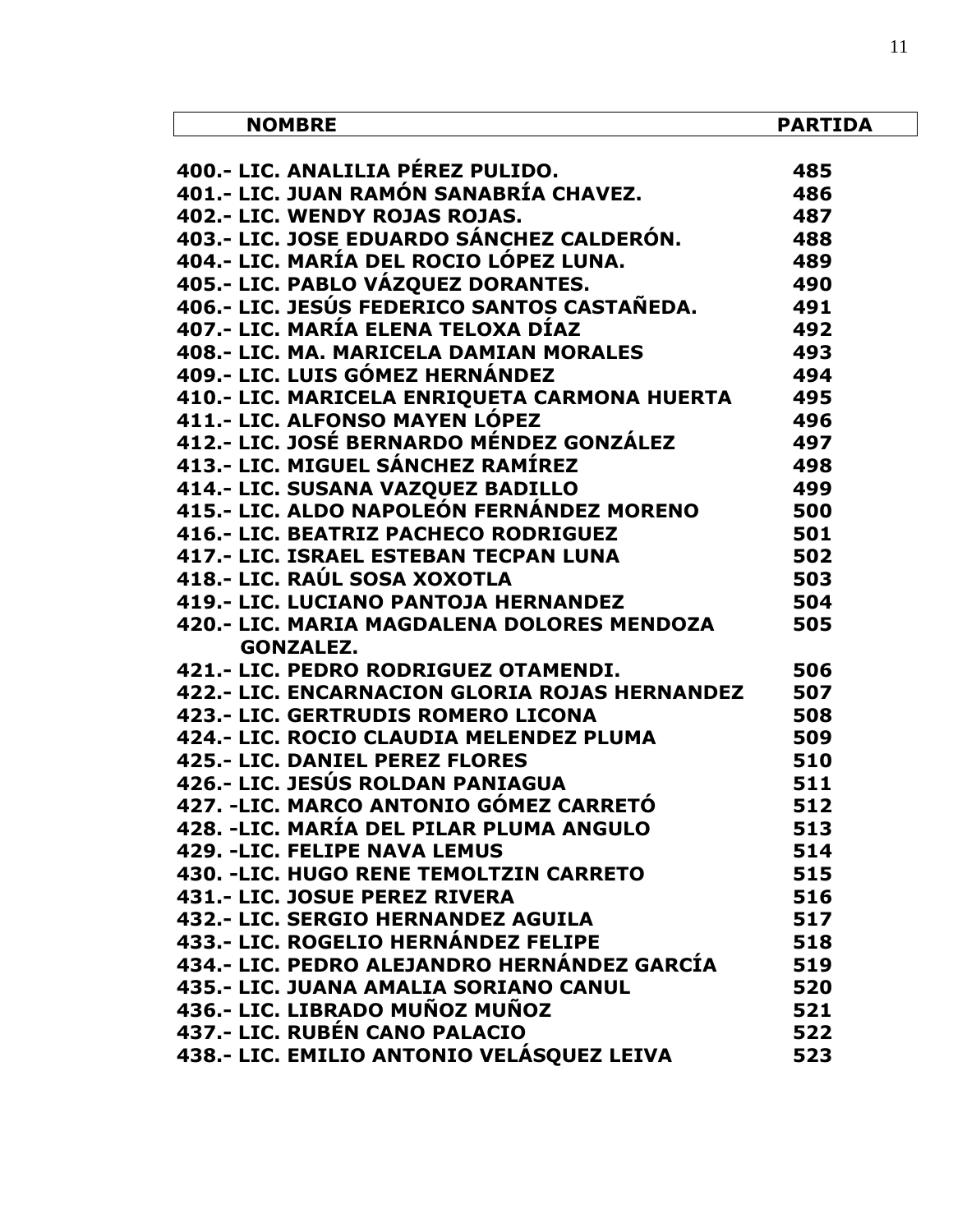| NOMBRE | PARTIDA |
|---|---|
| **400.- LIC. ANALILIA PÉREZ PULIDO.** | **485** |
| **401.- LIC. JUAN RAMÓN SANABRÍA CHAVEZ.** | **486** |
| **402.- LIC. WENDY ROJAS ROJAS.** | **487** |
| **403.- LIC. JOSE EDUARDO SÁNCHEZ CALDERÓN.** | **488** |
| **404.- LIC. MARÍA DEL ROCIO LÓPEZ LUNA.** | **489** |
| **405.- LIC. PABLO VÁZQUEZ DORANTES.** | **490** |
| **406.- LIC. JESÚS FEDERICO SANTOS CASTAÑEDA.** | **491** |
| **407.- LIC. MARÍA ELENA TELOXA DÍAZ** | **492** |
| **408.- LIC. MA. MARICELA DAMIAN MORALES** | **493** |
| **409.- LIC. LUIS GÓMEZ HERNÁNDEZ** | **494** |
| **410.- LIC. MARICELA ENRIQUETA CARMONA HUERTA** | **495** |
| **411.- LIC. ALFONSO MAYEN LÓPEZ** | **496** |
| **412.- LIC. JOSÉ BERNARDO MÉNDEZ GONZÁLEZ** | **497** |
| **413.- LIC. MIGUEL SÁNCHEZ RAMÍREZ** | **498** |
| **414.- LIC. SUSANA VAZQUEZ BADILLO** | **499** |
| **415.- LIC. ALDO NAPOLEÓN FERNÁNDEZ MORENO** | **500** |
| **416.- LIC. BEATRIZ PACHECO RODRIGUEZ** | **501** |
| **417.- LIC. ISRAEL ESTEBAN TECPAN LUNA** | **502** |
| **418.- LIC. RAÚL SOSA XOXOTLA** | **503** |
| **419.- LIC. LUCIANO PANTOJA HERNANDEZ** | **504** |
| **420.- LIC. MARIA MAGDALENA DOLORES MENDOZA GONZALEZ.** | **505** |
| **421.- LIC. PEDRO RODRIGUEZ OTAMENDI.** | **506** |
| **422.- LIC. ENCARNACION GLORIA ROJAS HERNANDEZ** | **507** |
| **423.- LIC. GERTRUDIS ROMERO LICONA** | **508** |
| **424.- LIC. ROCIO CLAUDIA MELENDEZ PLUMA** | **509** |
| **425.- LIC. DANIEL PEREZ FLORES** | **510** |
| **426.- LIC. JESÚS ROLDAN PANIAGUA** | **511** |
| **427. -LIC. MARCO ANTONIO GÓMEZ CARRETÓ** | **512** |
| **428. -LIC. MARÍA DEL PILAR PLUMA ANGULO** | **513** |
| **429. -LIC. FELIPE NAVA LEMUS** | **514** |
| **430. -LIC. HUGO RENE TEMOLTZIN CARRETO** | **515** |
| **431.- LIC. JOSUE PEREZ RIVERA** | **516** |
| **432.- LIC. SERGIO HERNANDEZ AGUILA** | **517** |
| **433.- LIC. ROGELIO HERNÁNDEZ FELIPE** | **518** |
| **434.- LIC. PEDRO ALEJANDRO HERNÁNDEZ GARCÍA** | **519** |
| **435.- LIC. JUANA AMALIA SORIANO CANUL** | **520** |
| **436.- LIC. LIBRADO MUÑOZ MUÑOZ** | **521** |
| **437.- LIC. RUBÉN CANO PALACIO** | **522** |
| **438.- LIC. EMILIO ANTONIO VELÁSQUEZ LEIVA** | **523** |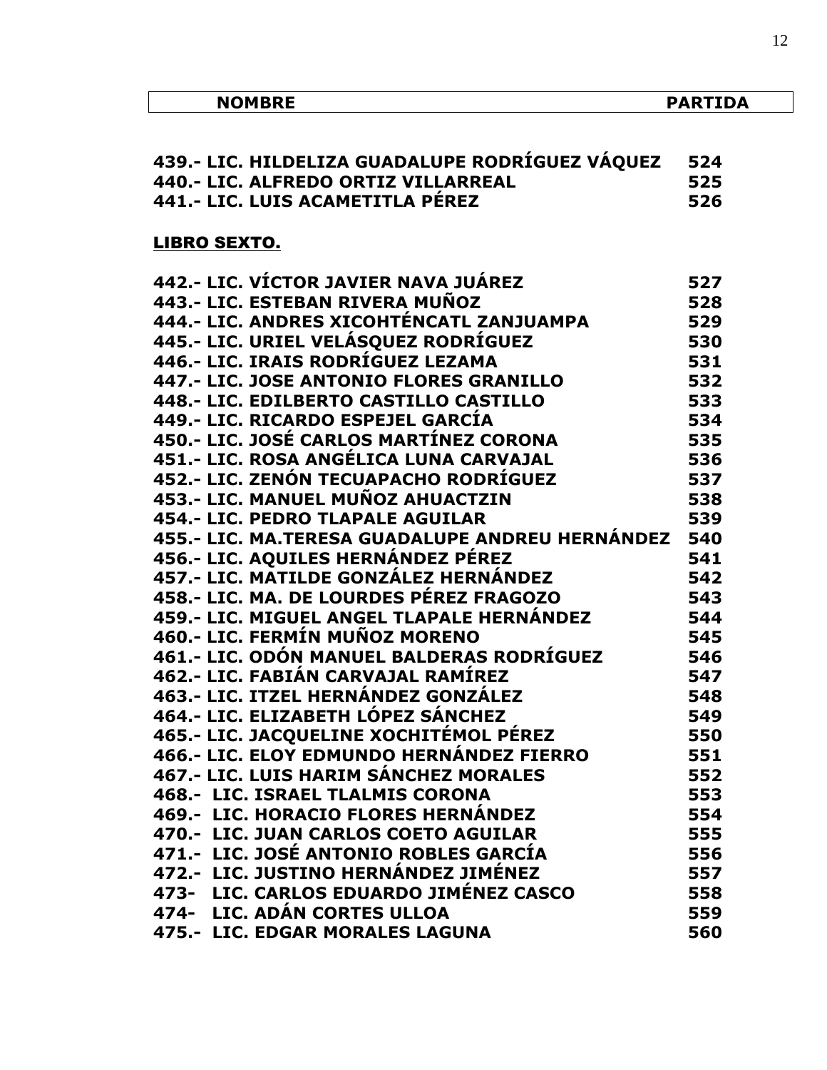| NOMBRE | PARTIDA |
|---|---|
| **439.- LIC. HILDELIZA GUADALUPE RODRÍGUEZ VÁQUEZ** | **524** |
| **440.- LIC. ALFREDO ORTIZ VILLARREAL** | **525** |
| **441.- LIC. LUIS ACAMETITLA PÉREZ** | **526** |

**LIBRO SEXTO.**

| NOMBRE | PARTIDA |
|---|---|
| **442.- LIC. VÍCTOR JAVIER NAVA JUÁREZ** | **527** |
| **443.- LIC. ESTEBAN RIVERA MUÑOZ** | **528** |
| **444.- LIC. ANDRES XICOHTÉNCATL ZANJUAMPA** | **529** |
| **445.- LIC. URIEL VELÁSQUEZ RODRÍGUEZ** | **530** |
| **446.- LIC. IRAIS RODRÍGUEZ LEZAMA** | **531** |
| **447.- LIC. JOSE ANTONIO FLORES GRANILLO** | **532** |
| **448.- LIC. EDILBERTO CASTILLO CASTILLO** | **533** |
| **449.- LIC. RICARDO ESPEJEL GARCÍA** | **534** |
| **450.- LIC. JOSÉ CARLOS MARTÍNEZ CORONA** | **535** |
| **451.- LIC. ROSA ANGÉLICA LUNA CARVAJAL** | **536** |
| **452.- LIC. ZENÓN TECUAPACHO RODRÍGUEZ** | **537** |
| **453.- LIC. MANUEL MUÑOZ AHUACTZIN** | **538** |
| **454.- LIC. PEDRO TLAPALE AGUILAR** | **539** |
| **455.- LIC. MA.TERESA GUADALUPE ANDREU HERNÁNDEZ** | **540** |
| **456.- LIC. AQUILES HERNÁNDEZ PÉREZ** | **541** |
| **457.- LIC. MATILDE GONZÁLEZ HERNÁNDEZ** | **542** |
| **458.- LIC. MA. DE LOURDES PÉREZ FRAGOZO** | **543** |
| **459.- LIC. MIGUEL ANGEL TLAPALE HERNÁNDEZ** | **544** |
| **460.- LIC. FERMÍN MUÑOZ MORENO** | **545** |
| **461.- LIC. ODÓN MANUEL BALDERAS RODRÍGUEZ** | **546** |
| **462.- LIC. FABIÁN CARVAJAL RAMÍREZ** | **547** |
| **463.- LIC. ITZEL HERNÁNDEZ GONZÁLEZ** | **548** |
| **464.- LIC. ELIZABETH LÓPEZ SÁNCHEZ** | **549** |
| **465.- LIC. JACQUELINE XOCHITÉMOL PÉREZ** | **550** |
| **466.- LIC. ELOY EDMUNDO HERNÁNDEZ FIERRO** | **551** |
| **467.- LIC. LUIS HARIM SÁNCHEZ MORALES** | **552** |
| **468.- LIC. ISRAEL TLALMIS CORONA** | **553** |
| **469.- LIC. HORACIO FLORES HERNÁNDEZ** | **554** |
| **470.- LIC. JUAN CARLOS COETO AGUILAR** | **555** |
| **471.- LIC. JOSÉ ANTONIO ROBLES GARCÍA** | **556** |
| **472.- LIC. JUSTINO HERNÁNDEZ JIMÉNEZ** | **557** |
| **473- LIC. CARLOS EDUARDO JIMÉNEZ CASCO** | **558** |
| **474- LIC. ADÁN CORTES ULLOA** | **559** |
| **475.- LIC. EDGAR MORALES LAGUNA** | **560** |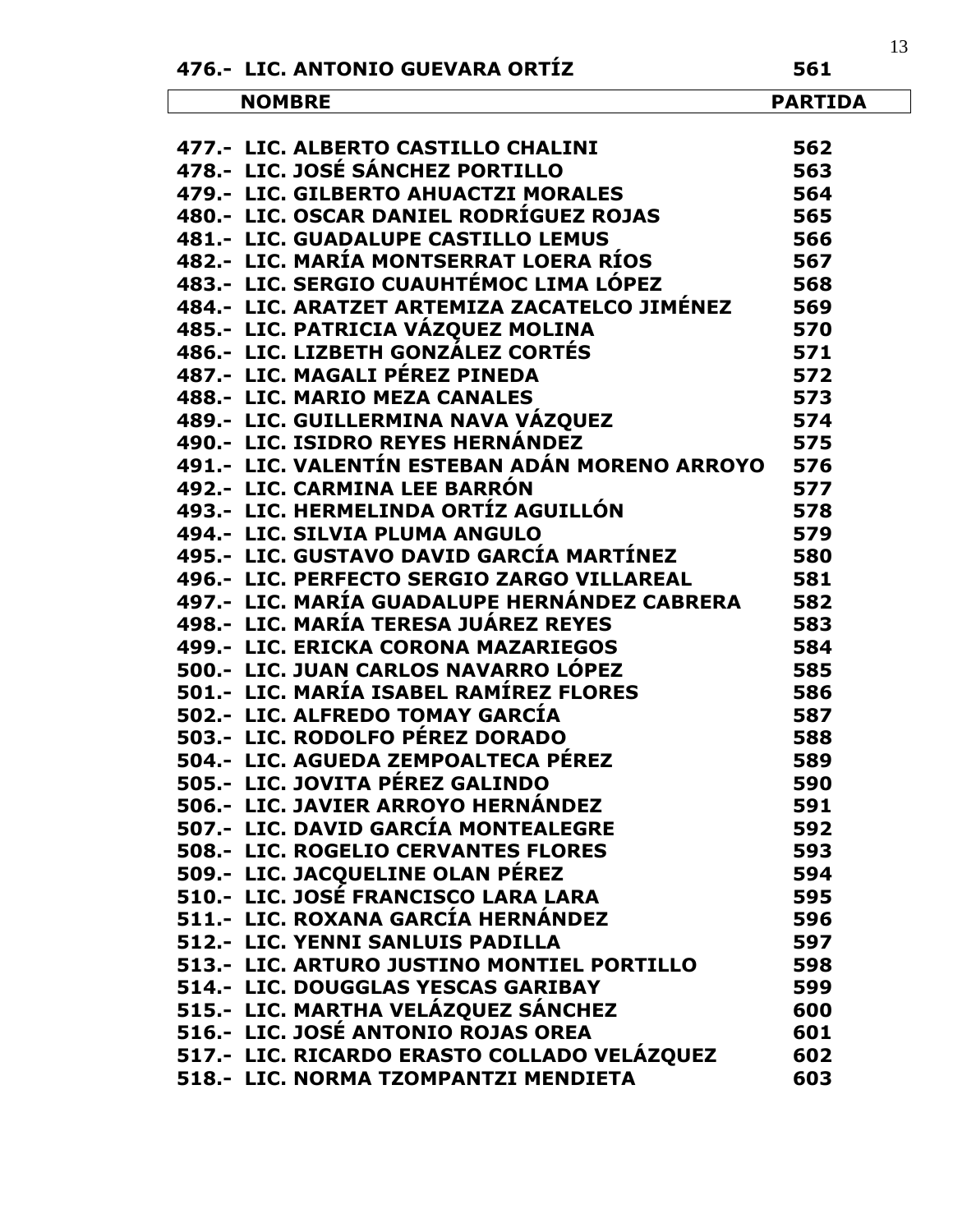| | NOMBRE | PARTIDA |
|---|---|---|
| 476.- | LIC. ANTONIO GUEVARA ORTÍZ | 561 |
| 477.- | LIC. ALBERTO CASTILLO CHALINI | 562 |
| 478.- | LIC. JOSÉ SÁNCHEZ PORTILLO | 563 |
| 479.- | LIC. GILBERTO AHUACTZI MORALES | 564 |
| 480.- | LIC. OSCAR DANIEL RODRÍGUEZ ROJAS | 565 |
| 481.- | LIC. GUADALUPE CASTILLO LEMUS | 566 |
| 482.- | LIC. MARÍA MONTSERRAT LOERA RÍOS | 567 |
| 483.- | LIC. SERGIO CUAUHTÉMOC LIMA LÓPEZ | 568 |
| 484.- | LIC. ARATZET ARTEMIZA ZACATELCO JIMÉNEZ | 569 |
| 485.- | LIC. PATRICIA VÁZQUEZ MOLINA | 570 |
| 486.- | LIC. LIZBETH GONZÁLEZ CORTÉS | 571 |
| 487.- | LIC. MAGALI PÉREZ PINEDA | 572 |
| 488.- | LIC. MARIO MEZA CANALES | 573 |
| 489.- | LIC. GUILLERMINA NAVA VÁZQUEZ | 574 |
| 490.- | LIC. ISIDRO REYES HERNÁNDEZ | 575 |
| 491.- | LIC. VALENTÍN ESTEBAN ADÁN MORENO ARROYO | 576 |
| 492.- | LIC. CARMINA LEE BARRÓN | 577 |
| 493.- | LIC. HERMELINDA ORTÍZ AGUILLÓN | 578 |
| 494.- | LIC. SILVIA PLUMA ANGULO | 579 |
| 495.- | LIC. GUSTAVO DAVID GARCÍA MARTÍNEZ | 580 |
| 496.- | LIC. PERFECTO SERGIO ZARGO VILLAREAL | 581 |
| 497.- | LIC. MARÍA GUADALUPE HERNÁNDEZ CABRERA | 582 |
| 498.- | LIC. MARÍA TERESA JUÁREZ REYES | 583 |
| 499.- | LIC. ERICKA CORONA MAZARIEGOS | 584 |
| 500.- | LIC. JUAN CARLOS NAVARRO LÓPEZ | 585 |
| 501.- | LIC. MARÍA ISABEL RAMÍREZ FLORES | 586 |
| 502.- | LIC. ALFREDO TOMAY GARCÍA | 587 |
| 503.- | LIC. RODOLFO PÉREZ DORADO | 588 |
| 504.- | LIC. AGUEDA ZEMPOALTECA PÉREZ | 589 |
| 505.- | LIC. JOVITA PÉREZ GALINDO | 590 |
| 506.- | LIC. JAVIER ARROYO HERNÁNDEZ | 591 |
| 507.- | LIC. DAVID GARCÍA MONTEALEGRE | 592 |
| 508.- | LIC. ROGELIO CERVANTES FLORES | 593 |
| 509.- | LIC. JACQUELINE OLAN PÉREZ | 594 |
| 510.- | LIC. JOSÉ FRANCISCO LARA LARA | 595 |
| 511.- | LIC. ROXANA GARCÍA HERNÁNDEZ | 596 |
| 512.- | LIC. YENNI SANLUIS PADILLA | 597 |
| 513.- | LIC. ARTURO JUSTINO MONTIEL PORTILLO | 598 |
| 514.- | LIC. DOUGGLAS YESCAS GARIBAY | 599 |
| 515.- | LIC. MARTHA VELÁZQUEZ SÁNCHEZ | 600 |
| 516.- | LIC. JOSÉ ANTONIO ROJAS OREA | 601 |
| 517.- | LIC. RICARDO ERASTO COLLADO VELÁZQUEZ | 602 |
| 518.- | LIC. NORMA TZOMPANTZI MENDIETA | 603 |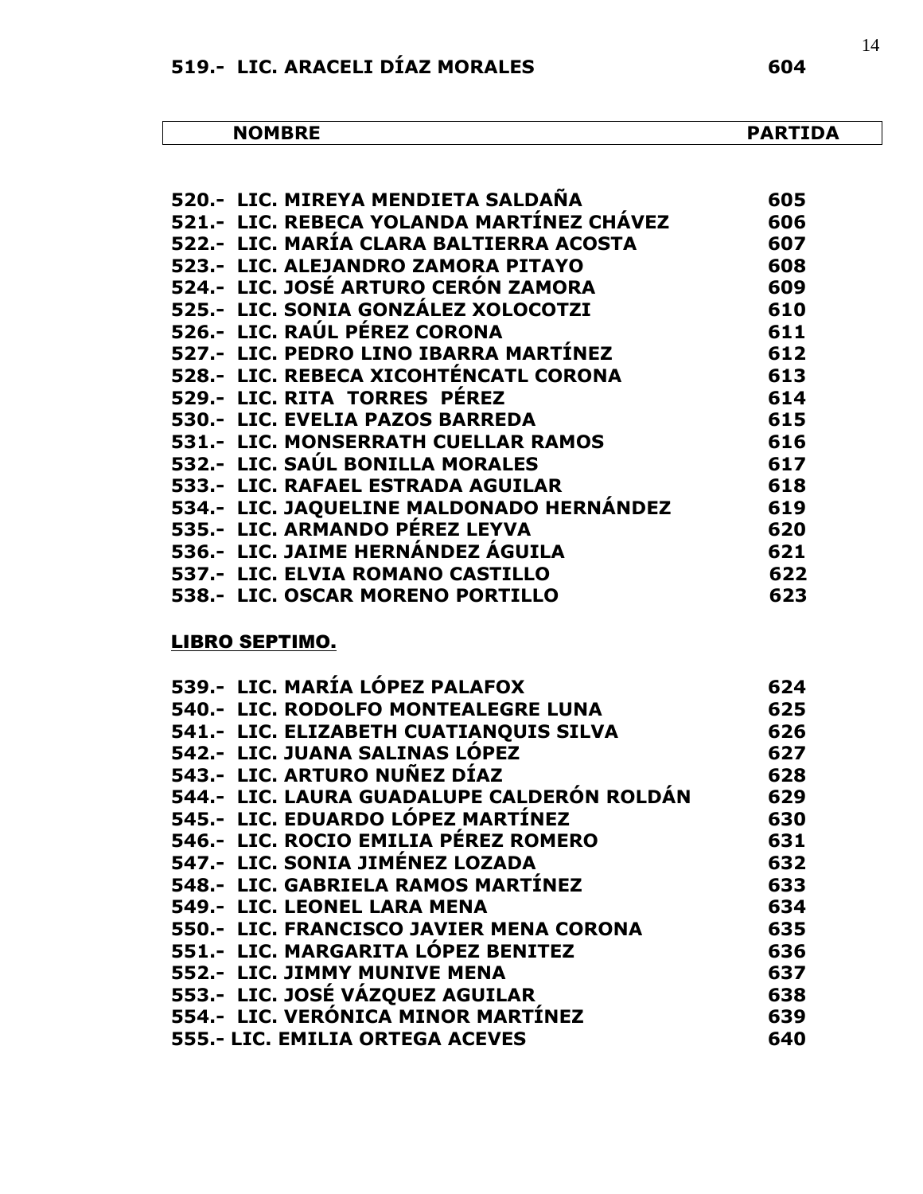**519.- LIC. ARACELI DÍAZ MORALES 604**

| NOMBRE | PARTIDA |
|---|---|
| 520.- LIC. MIREYA MENDIETA SALDAÑA | 605 |
| 521.- LIC. REBECA YOLANDA MARTÍNEZ CHÁVEZ | 606 |
| 522.- LIC. MARÍA CLARA BALTIERRA ACOSTA | 607 |
| 523.- LIC. ALEJANDRO ZAMORA PITAYO | 608 |
| 524.- LIC. JOSÉ ARTURO CERÓN ZAMORA | 609 |
| 525.- LIC. SONIA GONZÁLEZ XOLOCOTZI | 610 |
| 526.- LIC. RAÚL PÉREZ CORONA | 611 |
| 527.- LIC. PEDRO LINO IBARRA MARTÍNEZ | 612 |
| 528.- LIC. REBECA XICOHTÉNCATL CORONA | 613 |
| 529.- LIC. RITA TORRES PÉREZ | 614 |
| 530.- LIC. EVELIA PAZOS BARREDA | 615 |
| 531.- LIC. MONSERRATH CUELLAR RAMOS | 616 |
| 532.- LIC. SAÚL BONILLA MORALES | 617 |
| 533.- LIC. RAFAEL ESTRADA AGUILAR | 618 |
| 534.- LIC. JAQUELINE MALDONADO HERNÁNDEZ | 619 |
| 535.- LIC. ARMANDO PÉREZ LEYVA | 620 |
| 536.- LIC. JAIME HERNÁNDEZ ÁGUILA | 621 |
| 537.- LIC. ELVIA ROMANO CASTILLO | 622 |
| 538.- LIC. OSCAR MORENO PORTILLO | 623 |

**LIBRO SEPTIMO.**

| NOMBRE | PARTIDA |
|---|---|
| 539.- LIC. MARÍA LÓPEZ PALAFOX | 624 |
| 540.- LIC. RODOLFO MONTEALEGRE LUNA | 625 |
| 541.- LIC. ELIZABETH CUATIANQUIS SILVA | 626 |
| 542.- LIC. JUANA SALINAS LÓPEZ | 627 |
| 543.- LIC. ARTURO NUÑEZ DÍAZ | 628 |
| 544.- LIC. LAURA GUADALUPE CALDERÓN ROLDÁN | 629 |
| 545.- LIC. EDUARDO LÓPEZ MARTÍNEZ | 630 |
| 546.- LIC. ROCIO EMILIA PÉREZ ROMERO | 631 |
| 547.- LIC. SONIA JIMÉNEZ LOZADA | 632 |
| 548.- LIC. GABRIELA RAMOS MARTÍNEZ | 633 |
| 549.- LIC. LEONEL LARA MENA | 634 |
| 550.- LIC. FRANCISCO JAVIER MENA CORONA | 635 |
| 551.- LIC. MARGARITA LÓPEZ BENITEZ | 636 |
| 552.- LIC. JIMMY MUNIVE MENA | 637 |
| 553.- LIC. JOSÉ VÁZQUEZ AGUILAR | 638 |
| 554.- LIC. VERÓNICA MINOR MARTÍNEZ | 639 |
| 555.- LIC. EMILIA ORTEGA ACEVES | 640 |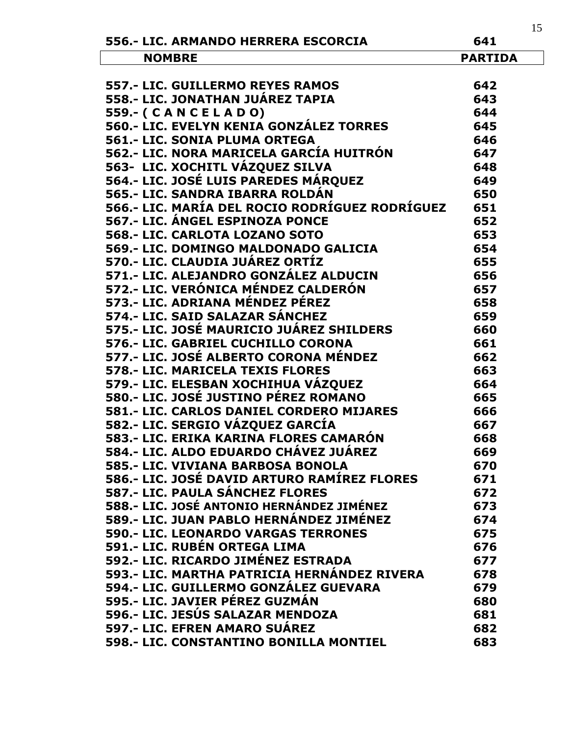**556.- LIC. ARMANDO HERRERA ESCORCIA 641**

| NOMBRE | PARTIDA |
|---|---|
| 557.- LIC. GUILLERMO REYES RAMOS | 642 |
| 558.- LIC. JONATHAN JUÁREZ TAPIA | 643 |
| 559.- ( C A N C E L A D O) | 644 |
| 560.- LIC. EVELYN KENIA GONZÁLEZ TORRES | 645 |
| 561.- LIC. SONIA PLUMA ORTEGA | 646 |
| 562.- LIC. NORA MARICELA GARCÍA HUITRÓN | 647 |
| 563- LIC. XOCHITL VÁZQUEZ SILVA | 648 |
| 564.- LIC. JOSÉ LUIS PAREDES MÁRQUEZ | 649 |
| 565.- LIC. SANDRA IBARRA ROLDÁN | 650 |
| 566.- LIC. MARÍA DEL ROCIO RODRÍGUEZ RODRÍGUEZ | 651 |
| 567.- LIC. ÁNGEL ESPINOZA PONCE | 652 |
| 568.- LIC. CARLOTA LOZANO SOTO | 653 |
| 569.- LIC. DOMINGO MALDONADO GALICIA | 654 |
| 570.- LIC. CLAUDIA JUÁREZ ORTÍZ | 655 |
| 571.- LIC. ALEJANDRO GONZÁLEZ ALDUCIN | 656 |
| 572.- LIC. VERÓNICA MÉNDEZ CALDERÓN | 657 |
| 573.- LIC. ADRIANA MÉNDEZ PÉREZ | 658 |
| 574.- LIC. SAID SALAZAR SÁNCHEZ | 659 |
| 575.- LIC. JOSÉ MAURICIO JUÁREZ SHILDERS | 660 |
| 576.- LIC. GABRIEL CUCHILLO CORONA | 661 |
| 577.- LIC. JOSÉ ALBERTO CORONA MÉNDEZ | 662 |
| 578.- LIC. MARICELA TEXIS FLORES | 663 |
| 579.- LIC. ELESBAN XOCHIHUA VÁZQUEZ | 664 |
| 580.- LIC. JOSÉ JUSTINO PÉREZ ROMANO | 665 |
| 581.- LIC. CARLOS DANIEL CORDERO MIJARES | 666 |
| 582.- LIC. SERGIO VÁZQUEZ GARCÍA | 667 |
| 583.- LIC. ERIKA KARINA FLORES CAMARÓN | 668 |
| 584.- LIC. ALDO EDUARDO CHÁVEZ JUÁREZ | 669 |
| 585.- LIC. VIVIANA BARBOSA BONOLA | 670 |
| 586.- LIC. JOSÉ DAVID ARTURO RAMÍREZ FLORES | 671 |
| 587.- LIC. PAULA SÁNCHEZ FLORES | 672 |
| 588.- LIC. JOSÉ ANTONIO HERNÁNDEZ JIMÉNEZ | 673 |
| 589.- LIC. JUAN PABLO HERNÁNDEZ JIMÉNEZ | 674 |
| 590.- LIC. LEONARDO VARGAS TERRONES | 675 |
| 591.- LIC. RUBÉN ORTEGA LIMA | 676 |
| 592.- LIC. RICARDO JIMÉNEZ ESTRADA | 677 |
| 593.- LIC. MARTHA PATRICIA HERNÁNDEZ RIVERA | 678 |
| 594.- LIC. GUILLERMO GONZÁLEZ GUEVARA | 679 |
| 595.- LIC. JAVIER PÉREZ GUZMÁN | 680 |
| 596.- LIC. JESÚS SALAZAR MENDOZA | 681 |
| 597.- LIC. EFREN AMARO SUÁREZ | 682 |
| 598.- LIC. CONSTANTINO BONILLA MONTIEL | 683 |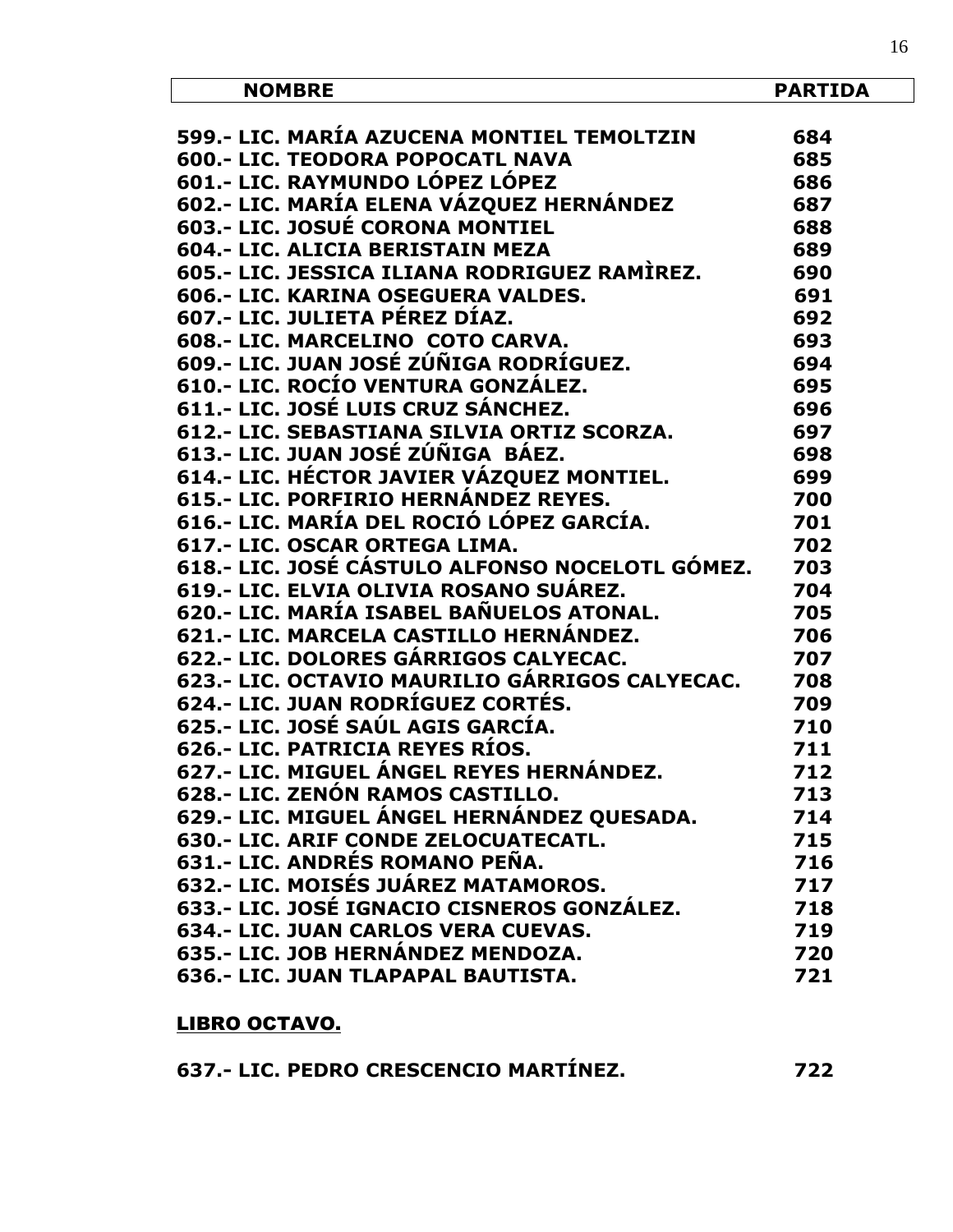| NOMBRE | PARTIDA |
|---|---|
| 599.- LIC. MARÍA AZUCENA MONTIEL TEMOLTZIN | 684 |
| 600.- LIC. TEODORA POPOCATL NAVA | 685 |
| 601.- LIC. RAYMUNDO LÓPEZ LÓPEZ | 686 |
| 602.- LIC. MARÍA ELENA VÁZQUEZ HERNÁNDEZ | 687 |
| 603.- LIC. JOSUÉ CORONA MONTIEL | 688 |
| 604.- LIC. ALICIA BERISTAIN MEZA | 689 |
| 605.- LIC. JESSICA ILIANA RODRIGUEZ RAMÌREZ. | 690 |
| 606.- LIC. KARINA OSEGUERA VALDES. | 691 |
| 607.- LIC. JULIETA PÉREZ DÍAZ. | 692 |
| 608.- LIC. MARCELINO COTO CARVA. | 693 |
| 609.- LIC. JUAN JOSÉ ZÚÑIGA RODRÍGUEZ. | 694 |
| 610.- LIC. ROCÍO VENTURA GONZÁLEZ. | 695 |
| 611.- LIC. JOSÉ LUIS CRUZ SÁNCHEZ. | 696 |
| 612.- LIC. SEBASTIANA SILVIA ORTIZ SCORZA. | 697 |
| 613.- LIC. JUAN JOSÉ ZÚÑIGA BÁEZ. | 698 |
| 614.- LIC. HÉCTOR JAVIER VÁZQUEZ MONTIEL. | 699 |
| 615.- LIC. PORFIRIO HERNÁNDEZ REYES. | 700 |
| 616.- LIC. MARÍA DEL ROCIÓ LÓPEZ GARCÍA. | 701 |
| 617.- LIC. OSCAR ORTEGA LIMA. | 702 |
| 618.- LIC. JOSÉ CÁSTULO ALFONSO NOCELOTL GÓMEZ. | 703 |
| 619.- LIC. ELVIA OLIVIA ROSANO SUÁREZ. | 704 |
| 620.- LIC. MARÍA ISABEL BAÑUELOS ATONAL. | 705 |
| 621.- LIC. MARCELA CASTILLO HERNÁNDEZ. | 706 |
| 622.- LIC. DOLORES GÁRRIGOS CALYECAC. | 707 |
| 623.- LIC. OCTAVIO MAURILIO GÁRRIGOS CALYECAC. | 708 |
| 624.- LIC. JUAN RODRÍGUEZ CORTÉS. | 709 |
| 625.- LIC. JOSÉ SAÚL AGIS GARCÍA. | 710 |
| 626.- LIC. PATRICIA REYES RÍOS. | 711 |
| 627.- LIC. MIGUEL ÁNGEL REYES HERNÁNDEZ. | 712 |
| 628.- LIC. ZENÓN RAMOS CASTILLO. | 713 |
| 629.- LIC. MIGUEL ÁNGEL HERNÁNDEZ QUESADA. | 714 |
| 630.- LIC. ARIF CONDE ZELOCUATECATL. | 715 |
| 631.- LIC. ANDRÉS ROMANO PEÑA. | 716 |
| 632.- LIC. MOISÉS JUÁREZ MATAMOROS. | 717 |
| 633.- LIC. JOSÉ IGNACIO CISNEROS GONZÁLEZ. | 718 |
| 634.- LIC. JUAN CARLOS VERA CUEVAS. | 719 |
| 635.- LIC. JOB HERNÁNDEZ MENDOZA. | 720 |
| 636.- LIC. JUAN TLAPAPAL BAUTISTA. | 721 |

**LIBRO OCTAVO.**

| | |
|---|---|
| 637.- LIC. PEDRO CRESCENCIO MARTÍNEZ. | 722 |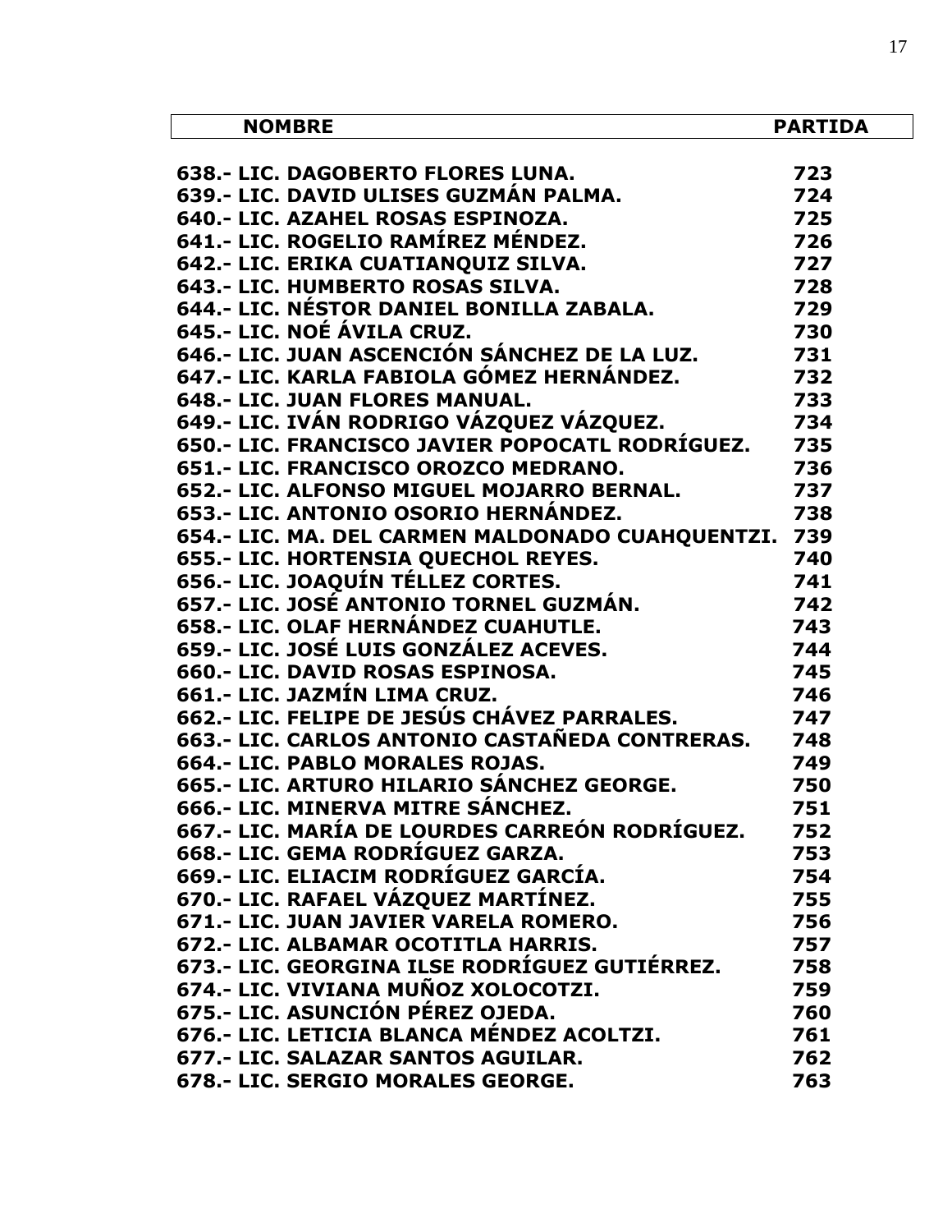| NOMBRE | PARTIDA |
|---|---|
| 638.- LIC. DAGOBERTO FLORES LUNA. | 723 |
| 639.- LIC. DAVID ULISES GUZMÁN PALMA. | 724 |
| 640.- LIC. AZAHEL ROSAS ESPINOZA. | 725 |
| 641.- LIC. ROGELIO RAMÍREZ MÉNDEZ. | 726 |
| 642.- LIC. ERIKA CUATIANQUIZ SILVA. | 727 |
| 643.- LIC. HUMBERTO ROSAS SILVA. | 728 |
| 644.- LIC. NÉSTOR DANIEL BONILLA ZABALA. | 729 |
| 645.- LIC. NOÉ ÁVILA CRUZ. | 730 |
| 646.- LIC. JUAN ASCENCIÓN SÁNCHEZ DE LA LUZ. | 731 |
| 647.- LIC. KARLA FABIOLA GÓMEZ HERNÁNDEZ. | 732 |
| 648.- LIC. JUAN FLORES MANUAL. | 733 |
| 649.- LIC. IVÁN RODRIGO VÁZQUEZ VÁZQUEZ. | 734 |
| 650.- LIC. FRANCISCO JAVIER POPOCATL RODRÍGUEZ. | 735 |
| 651.- LIC. FRANCISCO OROZCO MEDRANO. | 736 |
| 652.- LIC. ALFONSO MIGUEL MOJARRO BERNAL. | 737 |
| 653.- LIC. ANTONIO OSORIO HERNÁNDEZ. | 738 |
| 654.- LIC. MA. DEL CARMEN MALDONADO CUAHQUENTZI. | 739 |
| 655.- LIC. HORTENSIA QUECHOL REYES. | 740 |
| 656.- LIC. JOAQUÍN TÉLLEZ CORTES. | 741 |
| 657.- LIC. JOSÉ ANTONIO TORNEL GUZMÁN. | 742 |
| 658.- LIC. OLAF HERNÁNDEZ CUAHUTLE. | 743 |
| 659.- LIC. JOSÉ LUIS GONZÁLEZ ACEVES. | 744 |
| 660.- LIC. DAVID ROSAS ESPINOSA. | 745 |
| 661.- LIC. JAZMÍN LIMA CRUZ. | 746 |
| 662.- LIC. FELIPE DE JESÚS CHÁVEZ PARRALES. | 747 |
| 663.- LIC. CARLOS ANTONIO CASTAÑEDA CONTRERAS. | 748 |
| 664.- LIC. PABLO MORALES ROJAS. | 749 |
| 665.- LIC. ARTURO HILARIO SÁNCHEZ GEORGE. | 750 |
| 666.- LIC. MINERVA MITRE SÁNCHEZ. | 751 |
| 667.- LIC. MARÍA DE LOURDES CARREÓN RODRÍGUEZ. | 752 |
| 668.- LIC. GEMA RODRÍGUEZ GARZA. | 753 |
| 669.- LIC. ELIACIM RODRÍGUEZ GARCÍA. | 754 |
| 670.- LIC. RAFAEL VÁZQUEZ MARTÍNEZ. | 755 |
| 671.- LIC. JUAN JAVIER VARELA ROMERO. | 756 |
| 672.- LIC. ALBAMAR OCOTITLA HARRIS. | 757 |
| 673.- LIC. GEORGINA ILSE RODRÍGUEZ GUTIÉRREZ. | 758 |
| 674.- LIC. VIVIANA MUÑOZ XOLOCOTZI. | 759 |
| 675.- LIC. ASUNCIÓN PÉREZ OJEDA. | 760 |
| 676.- LIC. LETICIA BLANCA MÉNDEZ ACOLTZI. | 761 |
| 677.- LIC. SALAZAR SANTOS AGUILAR. | 762 |
| 678.- LIC. SERGIO MORALES GEORGE. | 763 |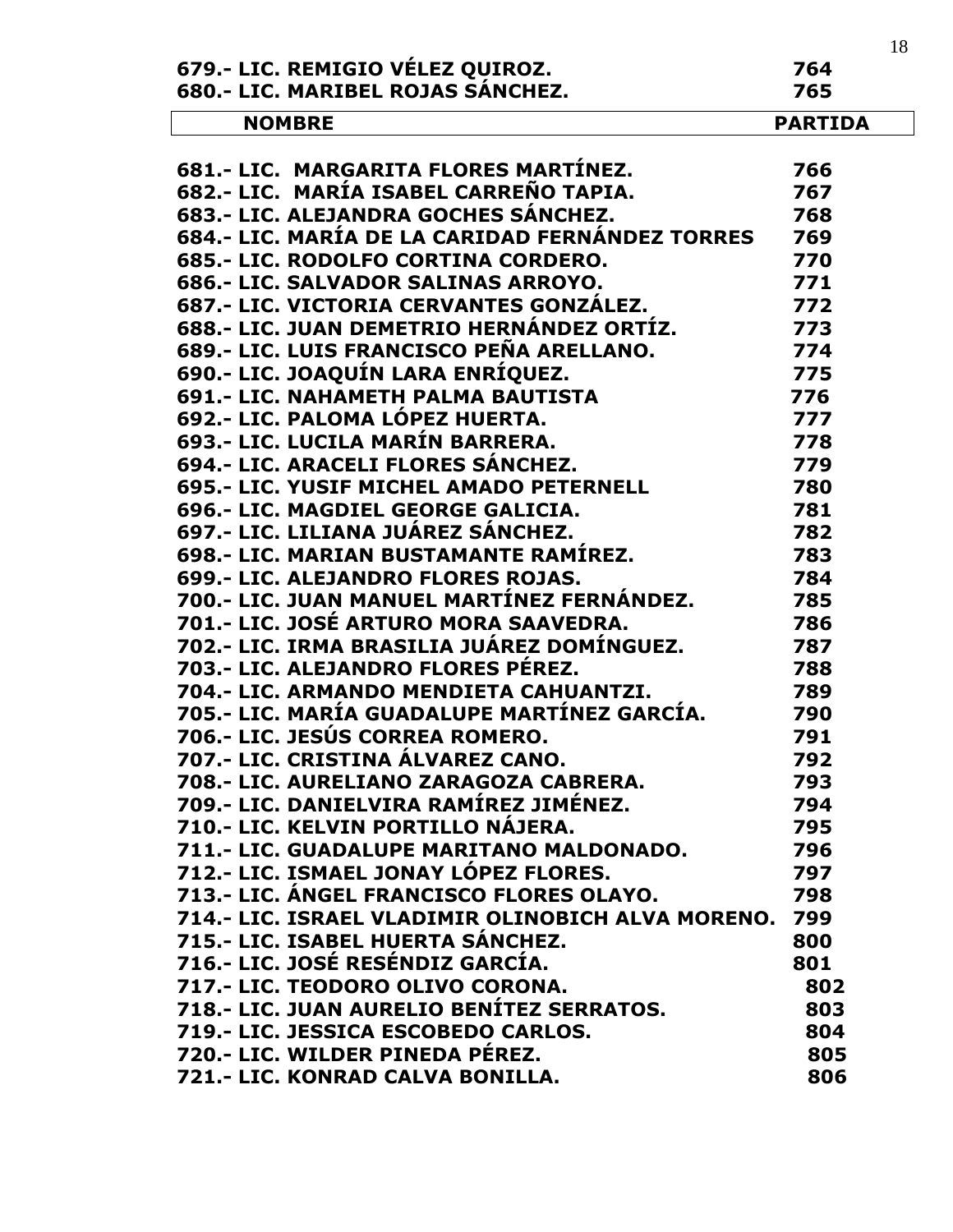| | |
|---|---|
| 679.- LIC. REMIGIO VÉLEZ QUIROZ. | 764 |
| 680.- LIC. MARIBEL ROJAS SÁNCHEZ. | 765 |

| NOMBRE | PARTIDA |
|---|---|
| 681.- LIC. MARGARITA FLORES MARTÍNEZ. | 766 |
| 682.- LIC. MARÍA ISABEL CARREÑO TAPIA. | 767 |
| 683.- LIC. ALEJANDRA GOCHES SÁNCHEZ. | 768 |
| 684.- LIC. MARÍA DE LA CARIDAD FERNÁNDEZ TORRES | 769 |
| 685.- LIC. RODOLFO CORTINA CORDERO. | 770 |
| 686.- LIC. SALVADOR SALINAS ARROYO. | 771 |
| 687.- LIC. VICTORIA CERVANTES GONZÁLEZ. | 772 |
| 688.- LIC. JUAN DEMETRIO HERNÁNDEZ ORTÍZ. | 773 |
| 689.- LIC. LUIS FRANCISCO PEÑA ARELLANO. | 774 |
| 690.- LIC. JOAQUÍN LARA ENRÍQUEZ. | 775 |
| 691.- LIC. NAHAMETH PALMA BAUTISTA | 776 |
| 692.- LIC. PALOMA LÓPEZ HUERTA. | 777 |
| 693.- LIC. LUCILA MARÍN BARRERA. | 778 |
| 694.- LIC. ARACELI FLORES SÁNCHEZ. | 779 |
| 695.- LIC. YUSIF MICHEL AMADO PETERNELL | 780 |
| 696.- LIC. MAGDIEL GEORGE GALICIA. | 781 |
| 697.- LIC. LILIANA JUÁREZ SÁNCHEZ. | 782 |
| 698.- LIC. MARIAN BUSTAMANTE RAMÍREZ. | 783 |
| 699.- LIC. ALEJANDRO FLORES ROJAS. | 784 |
| 700.- LIC. JUAN MANUEL MARTÍNEZ FERNÁNDEZ. | 785 |
| 701.- LIC. JOSÉ ARTURO MORA SAAVEDRA. | 786 |
| 702.- LIC. IRMA BRASILIA JUÁREZ DOMÍNGUEZ. | 787 |
| 703.- LIC. ALEJANDRO FLORES PÉREZ. | 788 |
| 704.- LIC. ARMANDO MENDIETA CAHUANTZI. | 789 |
| 705.- LIC. MARÍA GUADALUPE MARTÍNEZ GARCÍA. | 790 |
| 706.- LIC. JESÚS CORREA ROMERO. | 791 |
| 707.- LIC. CRISTINA ÁLVAREZ CANO. | 792 |
| 708.- LIC. AURELIANO ZARAGOZA CABRERA. | 793 |
| 709.- LIC. DANIELVIRA RAMÍREZ JIMÉNEZ. | 794 |
| 710.- LIC. KELVIN PORTILLO NÁJERA. | 795 |
| 711.- LIC. GUADALUPE MARITANO MALDONADO. | 796 |
| 712.- LIC. ISMAEL JONAY LÓPEZ FLORES. | 797 |
| 713.- LIC. ÁNGEL FRANCISCO FLORES OLAYO. | 798 |
| 714.- LIC. ISRAEL VLADIMIR OLINOBICH ALVA MORENO. | 799 |
| 715.- LIC. ISABEL HUERTA SÁNCHEZ. | 800 |
| 716.- LIC. JOSÉ RESÉNDIZ GARCÍA. | 801 |
| 717.- LIC. TEODORO OLIVO CORONA. | 802 |
| 718.- LIC. JUAN AURELIO BENÍTEZ SERRATOS. | 803 |
| 719.- LIC. JESSICA ESCOBEDO CARLOS. | 804 |
| 720.- LIC. WILDER PINEDA PÉREZ. | 805 |
| 721.- LIC. KONRAD CALVA BONILLA. | 806 |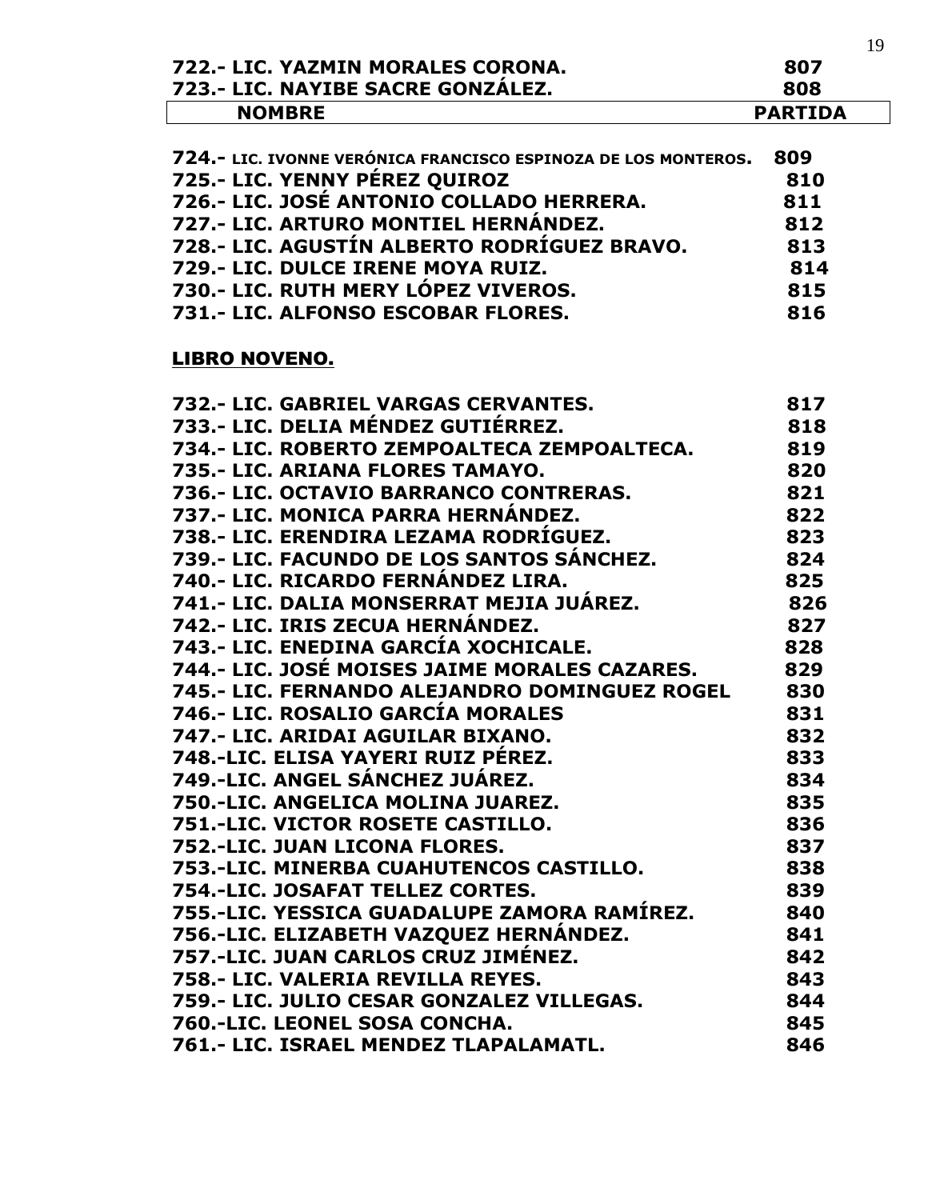| | |
|---|---|
| 722.- LIC. YAZMIN MORALES CORONA. | 807 |
| 723.- LIC. NAYIBE SACRE GONZÁLEZ. | 808 |

| NOMBRE | PARTIDA |
|---|---|
| 724.- LIC. IVONNE VERÓNICA FRANCISCO ESPINOZA DE LOS MONTEROS. | 809 |
| 725.- LIC. YENNY PÉREZ QUIROZ | 810 |
| 726.- LIC. JOSÉ ANTONIO COLLADO HERRERA. | 811 |
| 727.- LIC. ARTURO MONTIEL HERNÁNDEZ. | 812 |
| 728.- LIC. AGUSTÍN ALBERTO RODRÍGUEZ BRAVO. | 813 |
| 729.- LIC. DULCE IRENE MOYA RUIZ. | 814 |
| 730.- LIC. RUTH MERY LÓPEZ VIVEROS. | 815 |
| 731.- LIC. ALFONSO ESCOBAR FLORES. | 816 |

**LIBRO NOVENO.**

| | |
|---|---|
| 732.- LIC. GABRIEL VARGAS CERVANTES. | 817 |
| 733.- LIC. DELIA MÉNDEZ GUTIÉRREZ. | 818 |
| 734.- LIC. ROBERTO ZEMPOALTECA ZEMPOALTECA. | 819 |
| 735.- LIC. ARIANA FLORES TAMAYO. | 820 |
| 736.- LIC. OCTAVIO BARRANCO CONTRERAS. | 821 |
| 737.- LIC. MONICA PARRA HERNÁNDEZ. | 822 |
| 738.- LIC. ERENDIRA LEZAMA RODRÍGUEZ. | 823 |
| 739.- LIC. FACUNDO DE LOS SANTOS SÁNCHEZ. | 824 |
| 740.- LIC. RICARDO FERNÁNDEZ LIRA. | 825 |
| 741.- LIC. DALIA MONSERRAT MEJIA JUÁREZ. | 826 |
| 742.- LIC. IRIS ZECUA HERNÁNDEZ. | 827 |
| 743.- LIC. ENEDINA GARCÍA XOCHICALE. | 828 |
| 744.- LIC. JOSÉ MOISES JAIME MORALES CAZARES. | 829 |
| 745.- LIC. FERNANDO ALEJANDRO DOMINGUEZ ROGEL | 830 |
| 746.- LIC. ROSALIO GARCÍA MORALES | 831 |
| 747.- LIC. ARIDAI AGUILAR BIXANO. | 832 |
| 748.-LIC. ELISA YAYERI RUIZ PÉREZ. | 833 |
| 749.-LIC. ANGEL SÁNCHEZ JUÁREZ. | 834 |
| 750.-LIC. ANGELICA MOLINA JUAREZ. | 835 |
| 751.-LIC. VICTOR ROSETE CASTILLO. | 836 |
| 752.-LIC. JUAN LICONA FLORES. | 837 |
| 753.-LIC. MINERBA CUAHUTENCOS CASTILLO. | 838 |
| 754.-LIC. JOSAFAT TELLEZ CORTES. | 839 |
| 755.-LIC. YESSICA GUADALUPE ZAMORA RAMÍREZ. | 840 |
| 756.-LIC. ELIZABETH VAZQUEZ HERNÁNDEZ. | 841 |
| 757.-LIC. JUAN CARLOS CRUZ JIMÉNEZ. | 842 |
| 758.- LIC. VALERIA REVILLA REYES. | 843 |
| 759.- LIC. JULIO CESAR GONZALEZ VILLEGAS. | 844 |
| 760.-LIC. LEONEL SOSA CONCHA. | 845 |
| 761.- LIC. ISRAEL MENDEZ TLAPALAMATL. | 846 |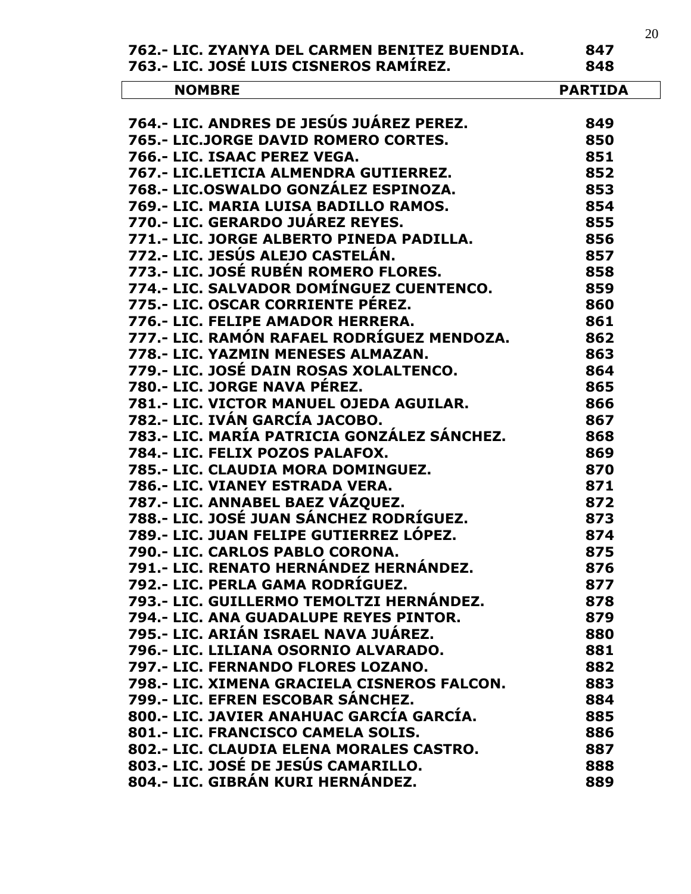| | |
|---|---|
| 762.- LIC. ZYANYA DEL CARMEN BENITEZ BUENDIA. | 847 |
| 763.- LIC. JOSÉ LUIS CISNEROS RAMÍREZ. | 848 |

| NOMBRE | PARTIDA |
|---|---|
| 764.- LIC. ANDRES DE JESÚS JUÁREZ PEREZ. | 849 |
| 765.- LIC.JORGE DAVID ROMERO CORTES. | 850 |
| 766.- LIC. ISAAC PEREZ VEGA. | 851 |
| 767.- LIC.LETICIA ALMENDRA GUTIERREZ. | 852 |
| 768.- LIC.OSWALDO GONZÁLEZ ESPINOZA. | 853 |
| 769.- LIC. MARIA LUISA BADILLO RAMOS. | 854 |
| 770.- LIC. GERARDO JUÁREZ REYES. | 855 |
| 771.- LIC. JORGE ALBERTO PINEDA PADILLA. | 856 |
| 772.- LIC. JESÚS ALEJO CASTELÁN. | 857 |
| 773.- LIC. JOSÉ RUBÉN ROMERO FLORES. | 858 |
| 774.- LIC. SALVADOR DOMÍNGUEZ CUENTENCO. | 859 |
| 775.- LIC. OSCAR CORRIENTE PÉREZ. | 860 |
| 776.- LIC. FELIPE AMADOR HERRERA. | 861 |
| 777.- LIC. RAMÓN RAFAEL RODRÍGUEZ MENDOZA. | 862 |
| 778.- LIC. YAZMIN MENESES ALMAZAN. | 863 |
| 779.- LIC. JOSÉ DAIN ROSAS XOLALTENCO. | 864 |
| 780.- LIC. JORGE NAVA PÉREZ. | 865 |
| 781.- LIC. VICTOR MANUEL OJEDA AGUILAR. | 866 |
| 782.- LIC. IVÁN GARCÍA JACOBO. | 867 |
| 783.- LIC. MARÍA PATRICIA GONZÁLEZ SÁNCHEZ. | 868 |
| 784.- LIC. FELIX POZOS PALAFOX. | 869 |
| 785.- LIC. CLAUDIA MORA DOMINGUEZ. | 870 |
| 786.- LIC. VIANEY ESTRADA VERA. | 871 |
| 787.- LIC. ANNABEL BAEZ VÁZQUEZ. | 872 |
| 788.- LIC. JOSÉ JUAN SÁNCHEZ RODRÍGUEZ. | 873 |
| 789.- LIC. JUAN FELIPE GUTIERREZ LÓPEZ. | 874 |
| 790.- LIC. CARLOS PABLO CORONA. | 875 |
| 791.- LIC. RENATO HERNÁNDEZ HERNÁNDEZ. | 876 |
| 792.- LIC. PERLA GAMA RODRÍGUEZ. | 877 |
| 793.- LIC. GUILLERMO TEMOLTZI HERNÁNDEZ. | 878 |
| 794.- LIC. ANA GUADALUPE REYES PINTOR. | 879 |
| 795.- LIC. ARIÁN ISRAEL NAVA JUÁREZ. | 880 |
| 796.- LIC. LILIANA OSORNIO ALVARADO. | 881 |
| 797.- LIC. FERNANDO FLORES LOZANO. | 882 |
| 798.- LIC. XIMENA GRACIELA CISNEROS FALCON. | 883 |
| 799.- LIC. EFREN ESCOBAR SÁNCHEZ. | 884 |
| 800.- LIC. JAVIER ANAHUAC GARCÍA GARCÍA. | 885 |
| 801.- LIC. FRANCISCO CAMELA SOLIS. | 886 |
| 802.- LIC. CLAUDIA ELENA MORALES CASTRO. | 887 |
| 803.- LIC. JOSÉ DE JESÚS CAMARILLO. | 888 |
| 804.- LIC. GIBRÁN KURI HERNÁNDEZ. | 889 |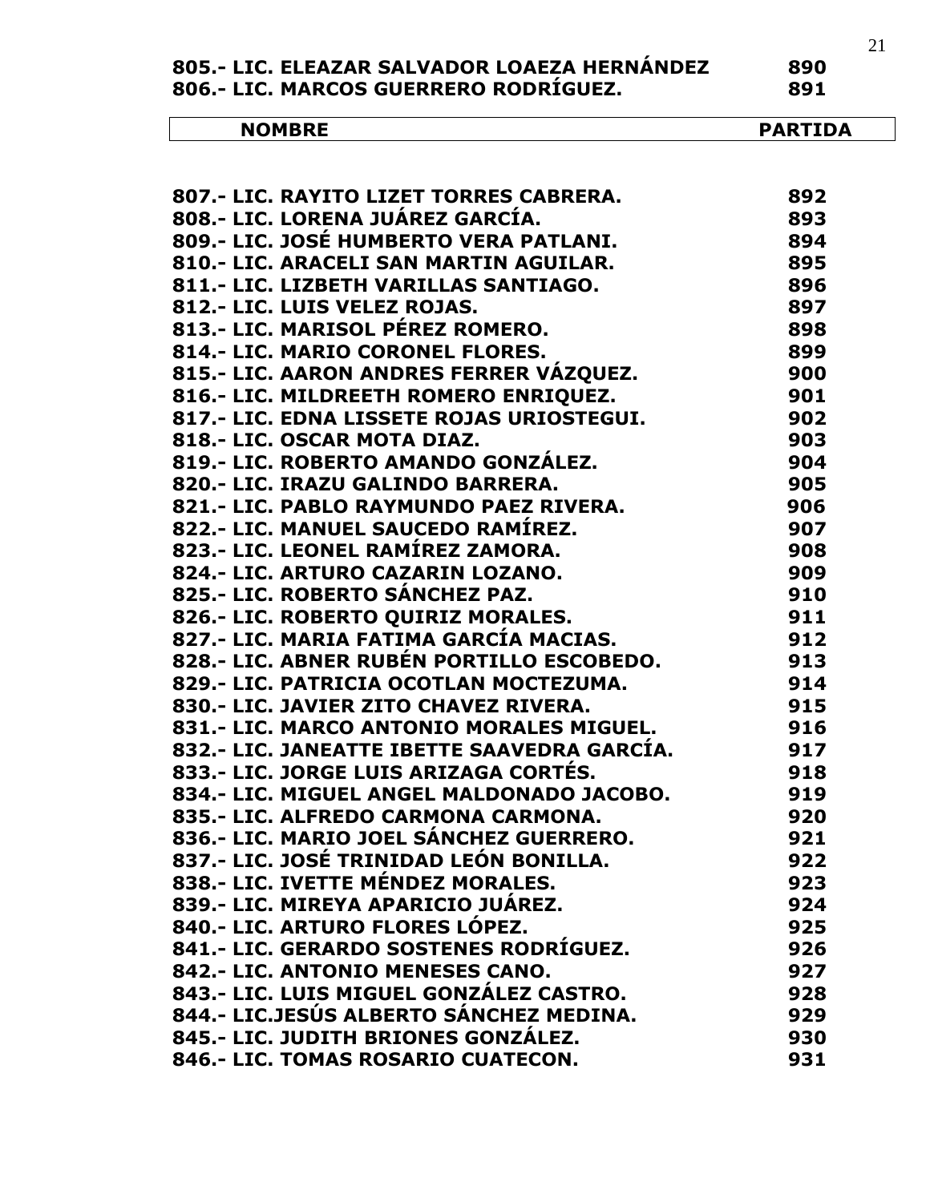| | |
|---|---|
| **805.- LIC. ELEAZAR SALVADOR LOAEZA HERNÁNDEZ** | **890** |
| **806.- LIC. MARCOS GUERRERO RODRÍGUEZ.** | **891** |

| NOMBRE | PARTIDA |
|---|---|
| **807.- LIC. RAYITO LIZET TORRES CABRERA.** | **892** |
| **808.- LIC. LORENA JUÁREZ GARCÍA.** | **893** |
| **809.- LIC. JOSÉ HUMBERTO VERA PATLANI.** | **894** |
| **810.- LIC. ARACELI SAN MARTIN AGUILAR.** | **895** |
| **811.- LIC. LIZBETH VARILLAS SANTIAGO.** | **896** |
| **812.- LIC. LUIS VELEZ ROJAS.** | **897** |
| **813.- LIC. MARISOL PÉREZ ROMERO.** | **898** |
| **814.- LIC. MARIO CORONEL FLORES.** | **899** |
| **815.- LIC. AARON ANDRES FERRER VÁZQUEZ.** | **900** |
| **816.- LIC. MILDREETH ROMERO ENRIQUEZ.** | **901** |
| **817.- LIC. EDNA LISSETE ROJAS URIOSTEGUI.** | **902** |
| **818.- LIC. OSCAR MOTA DIAZ.** | **903** |
| **819.- LIC. ROBERTO AMANDO GONZÁLEZ.** | **904** |
| **820.- LIC. IRAZU GALINDO BARRERA.** | **905** |
| **821.- LIC. PABLO RAYMUNDO PAEZ RIVERA.** | **906** |
| **822.- LIC. MANUEL SAUCEDO RAMÍREZ.** | **907** |
| **823.- LIC. LEONEL RAMÍREZ ZAMORA.** | **908** |
| **824.- LIC. ARTURO CAZARIN LOZANO.** | **909** |
| **825.- LIC. ROBERTO SÁNCHEZ PAZ.** | **910** |
| **826.- LIC. ROBERTO QUIRIZ MORALES.** | **911** |
| **827.- LIC. MARIA FATIMA GARCÍA MACIAS.** | **912** |
| **828.- LIC. ABNER RUBÉN PORTILLO ESCOBEDO.** | **913** |
| **829.- LIC. PATRICIA OCOTLAN MOCTEZUMA.** | **914** |
| **830.- LIC. JAVIER ZITO CHAVEZ RIVERA.** | **915** |
| **831.- LIC. MARCO ANTONIO MORALES MIGUEL.** | **916** |
| **832.- LIC. JANEATTE IBETTE SAAVEDRA GARCÍA.** | **917** |
| **833.- LIC. JORGE LUIS ARIZAGA CORTÉS.** | **918** |
| **834.- LIC. MIGUEL ANGEL MALDONADO JACOBO.** | **919** |
| **835.- LIC. ALFREDO CARMONA CARMONA.** | **920** |
| **836.- LIC. MARIO JOEL SÁNCHEZ GUERRERO.** | **921** |
| **837.- LIC. JOSÉ TRINIDAD LEÓN BONILLA.** | **922** |
| **838.- LIC. IVETTE MÉNDEZ MORALES.** | **923** |
| **839.- LIC. MIREYA APARICIO JUÁREZ.** | **924** |
| **840.- LIC. ARTURO FLORES LÓPEZ.** | **925** |
| **841.- LIC. GERARDO SOSTENES RODRÍGUEZ.** | **926** |
| **842.- LIC. ANTONIO MENESES CANO.** | **927** |
| **843.- LIC. LUIS MIGUEL GONZÁLEZ CASTRO.** | **928** |
| **844.- LIC.JESÚS ALBERTO SÁNCHEZ MEDINA.** | **929** |
| **845.- LIC. JUDITH BRIONES GONZÁLEZ.** | **930** |
| **846.- LIC. TOMAS ROSARIO CUATECON.** | **931** |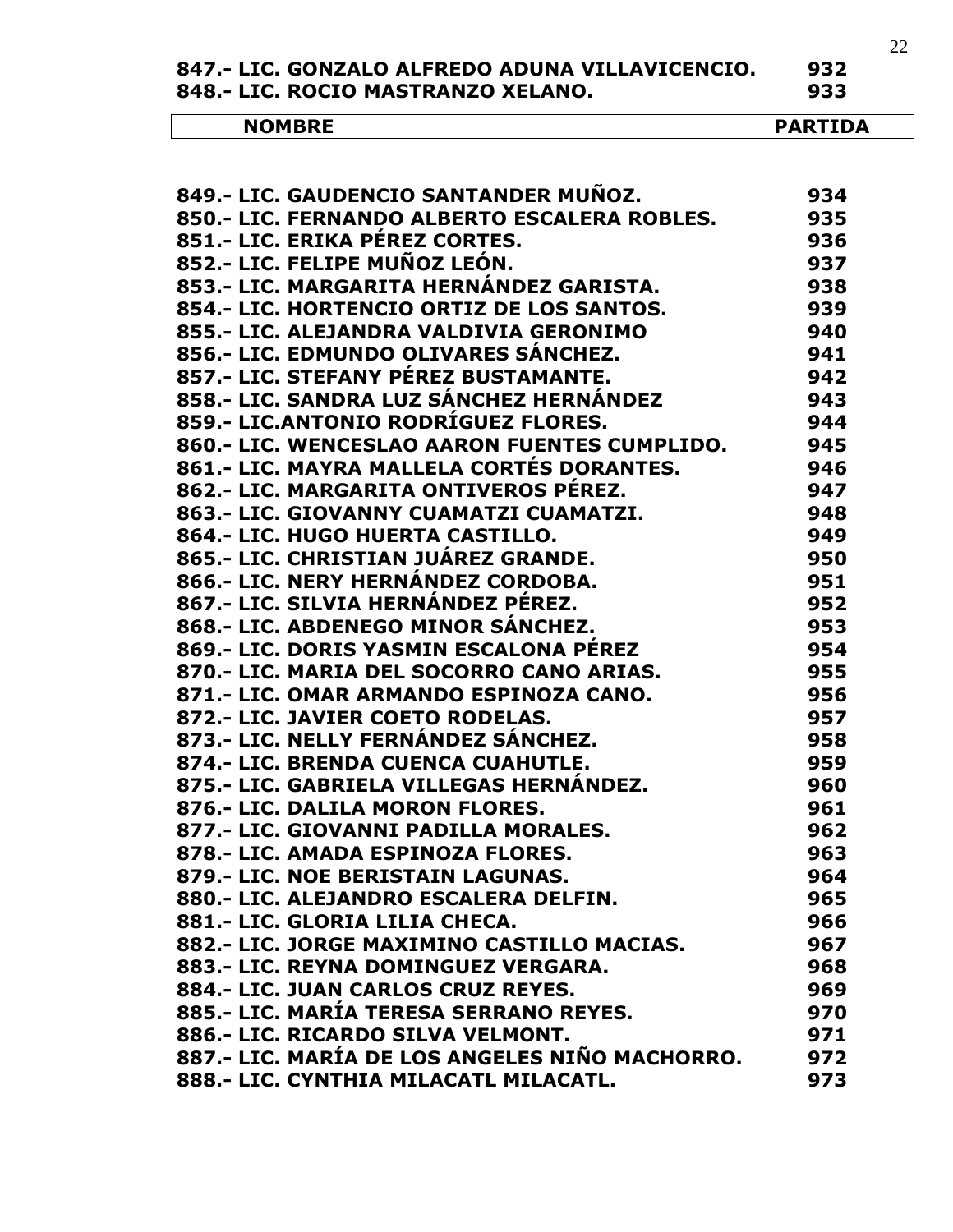| | |
|---|---|
| **847.- LIC. GONZALO ALFREDO ADUNA VILLAVICENCIO.** | **932** |
| **848.- LIC. ROCIO MASTRANZO XELANO.** | **933** |

| NOMBRE | PARTIDA |
|---|---|
| **849.- LIC. GAUDENCIO SANTANDER MUÑOZ.** | **934** |
| **850.- LIC. FERNANDO ALBERTO ESCALERA ROBLES.** | **935** |
| **851.- LIC. ERIKA PÉREZ CORTES.** | **936** |
| **852.- LIC. FELIPE MUÑOZ LEÓN.** | **937** |
| **853.- LIC. MARGARITA HERNÁNDEZ GARISTA.** | **938** |
| **854.- LIC. HORTENCIO ORTIZ DE LOS SANTOS.** | **939** |
| **855.- LIC. ALEJANDRA VALDIVIA GERONIMO** | **940** |
| **856.- LIC. EDMUNDO OLIVARES SÁNCHEZ.** | **941** |
| **857.- LIC. STEFANY PÉREZ BUSTAMANTE.** | **942** |
| **858.- LIC. SANDRA LUZ SÁNCHEZ HERNÁNDEZ** | **943** |
| **859.- LIC.ANTONIO RODRÍGUEZ FLORES.** | **944** |
| **860.- LIC. WENCESLAO AARON FUENTES CUMPLIDO.** | **945** |
| **861.- LIC. MAYRA MALLELA CORTÉS DORANTES.** | **946** |
| **862.- LIC. MARGARITA ONTIVEROS PÉREZ.** | **947** |
| **863.- LIC. GIOVANNY CUAMATZI CUAMATZI.** | **948** |
| **864.- LIC. HUGO HUERTA CASTILLO.** | **949** |
| **865.- LIC. CHRISTIAN JUÁREZ GRANDE.** | **950** |
| **866.- LIC. NERY HERNÁNDEZ CORDOBA.** | **951** |
| **867.- LIC. SILVIA HERNÁNDEZ PÉREZ.** | **952** |
| **868.- LIC. ABDENEGO MINOR SÁNCHEZ.** | **953** |
| **869.- LIC. DORIS YASMIN ESCALONA PÉREZ** | **954** |
| **870.- LIC. MARIA DEL SOCORRO CANO ARIAS.** | **955** |
| **871.- LIC. OMAR ARMANDO ESPINOZA CANO.** | **956** |
| **872.- LIC. JAVIER COETO RODELAS.** | **957** |
| **873.- LIC. NELLY FERNÁNDEZ SÁNCHEZ.** | **958** |
| **874.- LIC. BRENDA CUENCA CUAHUTLE.** | **959** |
| **875.- LIC. GABRIELA VILLEGAS HERNÁNDEZ.** | **960** |
| **876.- LIC. DALILA MORON FLORES.** | **961** |
| **877.- LIC. GIOVANNI PADILLA MORALES.** | **962** |
| **878.- LIC. AMADA ESPINOZA FLORES.** | **963** |
| **879.- LIC. NOE BERISTAIN LAGUNAS.** | **964** |
| **880.- LIC. ALEJANDRO ESCALERA DELFIN.** | **965** |
| **881.- LIC. GLORIA LILIA CHECA.** | **966** |
| **882.- LIC. JORGE MAXIMINO CASTILLO MACIAS.** | **967** |
| **883.- LIC. REYNA DOMINGUEZ VERGARA.** | **968** |
| **884.- LIC. JUAN CARLOS CRUZ REYES.** | **969** |
| **885.- LIC. MARÍA TERESA SERRANO REYES.** | **970** |
| **886.- LIC. RICARDO SILVA VELMONT.** | **971** |
| **887.- LIC. MARÍA DE LOS ANGELES NIÑO MACHORRO.** | **972** |
| **888.- LIC. CYNTHIA MILACATL MILACATL.** | **973** |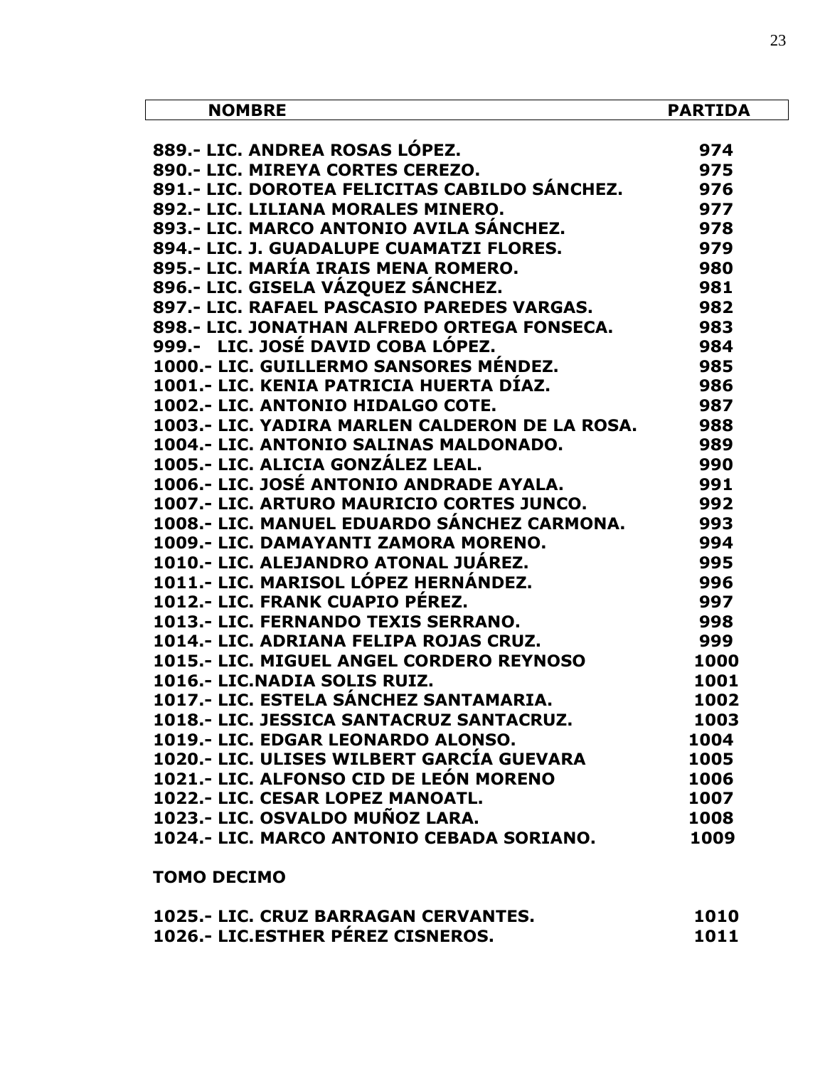| NOMBRE | PARTIDA |
|---|---|
| 889.- LIC. ANDREA ROSAS LÓPEZ. | 974 |
| 890.- LIC. MIREYA CORTES CEREZO. | 975 |
| 891.- LIC. DOROTEA FELICITAS CABILDO SÁNCHEZ. | 976 |
| 892.- LIC. LILIANA MORALES MINERO. | 977 |
| 893.- LIC. MARCO ANTONIO AVILA SÁNCHEZ. | 978 |
| 894.- LIC. J. GUADALUPE CUAMATZI FLORES. | 979 |
| 895.- LIC. MARÍA IRAIS MENA ROMERO. | 980 |
| 896.- LIC. GISELA VÁZQUEZ SÁNCHEZ. | 981 |
| 897.- LIC. RAFAEL PASCASIO PAREDES VARGAS. | 982 |
| 898.- LIC. JONATHAN ALFREDO ORTEGA FONSECA. | 983 |
| 999.- LIC. JOSÉ DAVID COBA LÓPEZ. | 984 |
| 1000.- LIC. GUILLERMO SANSORES MÉNDEZ. | 985 |
| 1001.- LIC. KENIA PATRICIA HUERTA DÍAZ. | 986 |
| 1002.- LIC. ANTONIO HIDALGO COTE. | 987 |
| 1003.- LIC. YADIRA MARLEN CALDERON DE LA ROSA. | 988 |
| 1004.- LIC. ANTONIO SALINAS MALDONADO. | 989 |
| 1005.- LIC. ALICIA GONZÁLEZ LEAL. | 990 |
| 1006.- LIC. JOSÉ ANTONIO ANDRADE AYALA. | 991 |
| 1007.- LIC. ARTURO MAURICIO CORTES JUNCO. | 992 |
| 1008.- LIC. MANUEL EDUARDO SÁNCHEZ CARMONA. | 993 |
| 1009.- LIC. DAMAYANTI ZAMORA MORENO. | 994 |
| 1010.- LIC. ALEJANDRO ATONAL JUÁREZ. | 995 |
| 1011.- LIC. MARISOL LÓPEZ HERNÁNDEZ. | 996 |
| 1012.- LIC. FRANK CUAPIO PÉREZ. | 997 |
| 1013.- LIC. FERNANDO TEXIS SERRANO. | 998 |
| 1014.- LIC. ADRIANA FELIPA ROJAS CRUZ. | 999 |
| 1015.- LIC. MIGUEL ANGEL CORDERO REYNOSO | 1000 |
| 1016.- LIC.NADIA SOLIS RUIZ. | 1001 |
| 1017.- LIC. ESTELA SÁNCHEZ SANTAMARIA. | 1002 |
| 1018.- LIC. JESSICA SANTACRUZ SANTACRUZ. | 1003 |
| 1019.- LIC. EDGAR LEONARDO ALONSO. | 1004 |
| 1020.- LIC. ULISES WILBERT GARCÍA GUEVARA | 1005 |
| 1021.- LIC. ALFONSO CID DE LEÓN MORENO | 1006 |
| 1022.- LIC. CESAR LOPEZ MANOATL. | 1007 |
| 1023.- LIC. OSVALDO MUÑOZ LARA. | 1008 |
| 1024.- LIC. MARCO ANTONIO CEBADA SORIANO. | 1009 |

**TOMO DECIMO**

| | |
|---|---|
| 1025.- LIC. CRUZ BARRAGAN CERVANTES. | 1010 |
| 1026.- LIC.ESTHER PÉREZ CISNEROS. | 1011 |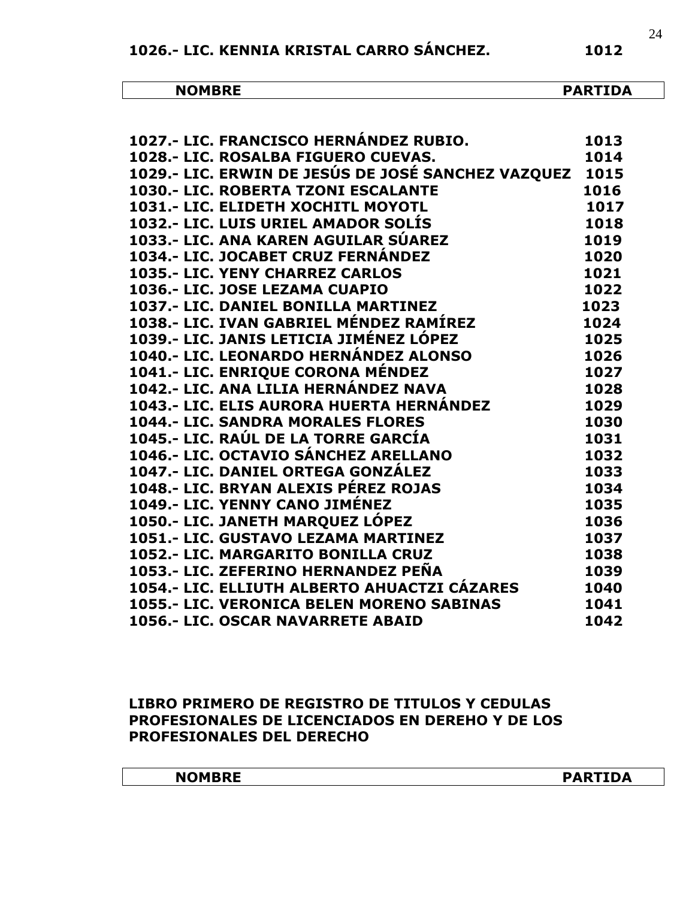**1026.- LIC. KENNIA KRISTAL CARRO SÁNCHEZ. 1012**

| NOMBRE | PARTIDA |
|---|---|
| 1027.- LIC. FRANCISCO HERNÁNDEZ RUBIO. | 1013 |
| 1028.- LIC. ROSALBA FIGUERO CUEVAS. | 1014 |
| 1029.- LIC. ERWIN DE JESÚS DE JOSÉ SANCHEZ VAZQUEZ | 1015 |
| 1030.- LIC. ROBERTA TZONI ESCALANTE | 1016 |
| 1031.- LIC. ELIDETH XOCHITL MOYOTL | 1017 |
| 1032.- LIC. LUIS URIEL AMADOR SOLÍS | 1018 |
| 1033.- LIC. ANA KAREN AGUILAR SÚAREZ | 1019 |
| 1034.- LIC. JOCABET CRUZ FERNÁNDEZ | 1020 |
| 1035.- LIC. YENY CHARREZ CARLOS | 1021 |
| 1036.- LIC. JOSE LEZAMA CUAPIO | 1022 |
| 1037.- LIC. DANIEL BONILLA MARTINEZ | 1023 |
| 1038.- LIC. IVAN GABRIEL MÉNDEZ RAMÍREZ | 1024 |
| 1039.- LIC. JANIS LETICIA JIMÉNEZ LÓPEZ | 1025 |
| 1040.- LIC. LEONARDO HERNÁNDEZ ALONSO | 1026 |
| 1041.- LIC. ENRIQUE CORONA MÉNDEZ | 1027 |
| 1042.- LIC. ANA LILIA HERNÁNDEZ NAVA | 1028 |
| 1043.- LIC. ELIS AURORA HUERTA HERNÁNDEZ | 1029 |
| 1044.- LIC. SANDRA MORALES FLORES | 1030 |
| 1045.- LIC. RAÚL DE LA TORRE GARCÍA | 1031 |
| 1046.- LIC. OCTAVIO SÁNCHEZ ARELLANO | 1032 |
| 1047.- LIC. DANIEL ORTEGA GONZÁLEZ | 1033 |
| 1048.- LIC. BRYAN ALEXIS PÉREZ ROJAS | 1034 |
| 1049.- LIC. YENNY CANO JIMÉNEZ | 1035 |
| 1050.- LIC. JANETH MARQUEZ LÓPEZ | 1036 |
| 1051.- LIC. GUSTAVO LEZAMA MARTINEZ | 1037 |
| 1052.- LIC. MARGARITO BONILLA CRUZ | 1038 |
| 1053.- LIC. ZEFERINO HERNANDEZ PEÑA | 1039 |
| 1054.- LIC. ELLIUTH ALBERTO AHUACTZI CÁZARES | 1040 |
| 1055.- LIC. VERONICA BELEN MORENO SABINAS | 1041 |
| 1056.- LIC. OSCAR NAVARRETE ABAID | 1042 |

**LIBRO PRIMERO DE REGISTRO DE TITULOS Y CEDULAS PROFESIONALES DE LICENCIADOS EN DEREHO Y DE LOS PROFESIONALES DEL DERECHO**

| NOMBRE | PARTIDA |
|---|---|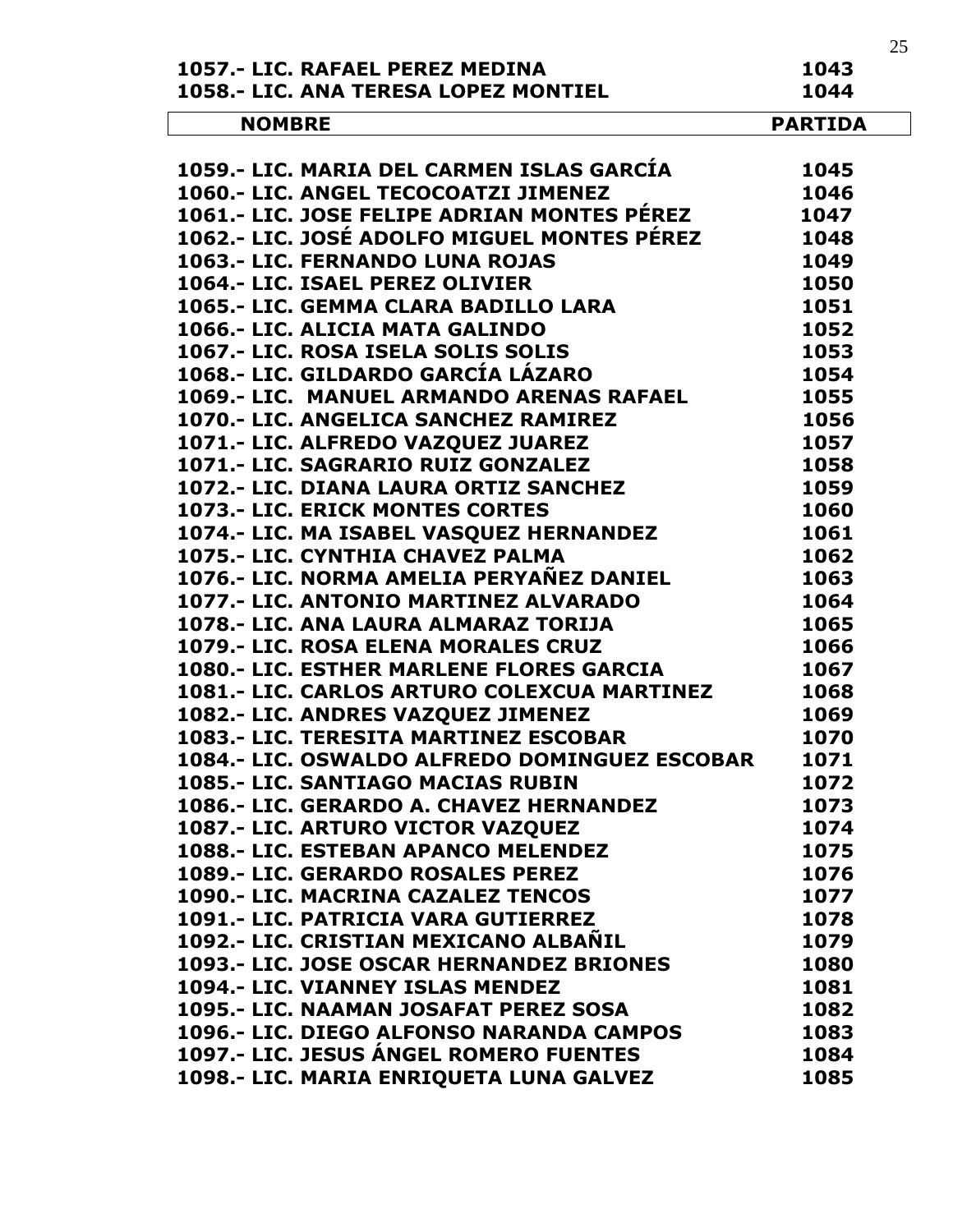| NOMBRE | PARTIDA |
|---|---|
| 1057.- LIC. RAFAEL PEREZ MEDINA | 1043 |
| 1058.- LIC. ANA TERESA LOPEZ MONTIEL | 1044 |
| 1059.- LIC. MARIA DEL CARMEN ISLAS GARCÍA | 1045 |
| 1060.- LIC. ANGEL TECOCOATZI JIMENEZ | 1046 |
| 1061.- LIC. JOSE FELIPE ADRIAN MONTES PÉREZ | 1047 |
| 1062.- LIC. JOSÉ ADOLFO MIGUEL MONTES PÉREZ | 1048 |
| 1063.- LIC. FERNANDO LUNA ROJAS | 1049 |
| 1064.- LIC. ISAEL PEREZ OLIVIER | 1050 |
| 1065.- LIC. GEMMA CLARA BADILLO LARA | 1051 |
| 1066.- LIC. ALICIA MATA GALINDO | 1052 |
| 1067.- LIC. ROSA ISELA SOLIS SOLIS | 1053 |
| 1068.- LIC. GILDARDO GARCÍA LÁZARO | 1054 |
| 1069.- LIC. MANUEL ARMANDO ARENAS RAFAEL | 1055 |
| 1070.- LIC. ANGELICA SANCHEZ RAMIREZ | 1056 |
| 1071.- LIC. ALFREDO VAZQUEZ JUAREZ | 1057 |
| 1071.- LIC. SAGRARIO RUIZ GONZALEZ | 1058 |
| 1072.- LIC. DIANA LAURA ORTIZ SANCHEZ | 1059 |
| 1073.- LIC. ERICK MONTES CORTES | 1060 |
| 1074.- LIC. MA ISABEL VASQUEZ HERNANDEZ | 1061 |
| 1075.- LIC. CYNTHIA CHAVEZ PALMA | 1062 |
| 1076.- LIC. NORMA AMELIA PERYAÑEZ DANIEL | 1063 |
| 1077.- LIC. ANTONIO MARTINEZ ALVARADO | 1064 |
| 1078.- LIC. ANA LAURA ALMARAZ TORIJA | 1065 |
| 1079.- LIC. ROSA ELENA MORALES CRUZ | 1066 |
| 1080.- LIC. ESTHER MARLENE FLORES GARCIA | 1067 |
| 1081.- LIC. CARLOS ARTURO COLEXCUA MARTINEZ | 1068 |
| 1082.- LIC. ANDRES VAZQUEZ JIMENEZ | 1069 |
| 1083.- LIC. TERESITA MARTINEZ ESCOBAR | 1070 |
| 1084.- LIC. OSWALDO ALFREDO DOMINGUEZ ESCOBAR | 1071 |
| 1085.- LIC. SANTIAGO MACIAS RUBIN | 1072 |
| 1086.- LIC. GERARDO A. CHAVEZ HERNANDEZ | 1073 |
| 1087.- LIC. ARTURO VICTOR VAZQUEZ | 1074 |
| 1088.- LIC. ESTEBAN APANCO MELENDEZ | 1075 |
| 1089.- LIC. GERARDO ROSALES PEREZ | 1076 |
| 1090.- LIC. MACRINA CAZALEZ TENCOS | 1077 |
| 1091.- LIC. PATRICIA VARA GUTIERREZ | 1078 |
| 1092.- LIC. CRISTIAN MEXICANO ALBAÑIL | 1079 |
| 1093.- LIC. JOSE OSCAR HERNANDEZ BRIONES | 1080 |
| 1094.- LIC. VIANNEY ISLAS MENDEZ | 1081 |
| 1095.- LIC. NAAMAN JOSAFAT PEREZ SOSA | 1082 |
| 1096.- LIC. DIEGO ALFONSO NARANDA CAMPOS | 1083 |
| 1097.- LIC. JESUS ÁNGEL ROMERO FUENTES | 1084 |
| 1098.- LIC. MARIA ENRIQUETA LUNA GALVEZ | 1085 |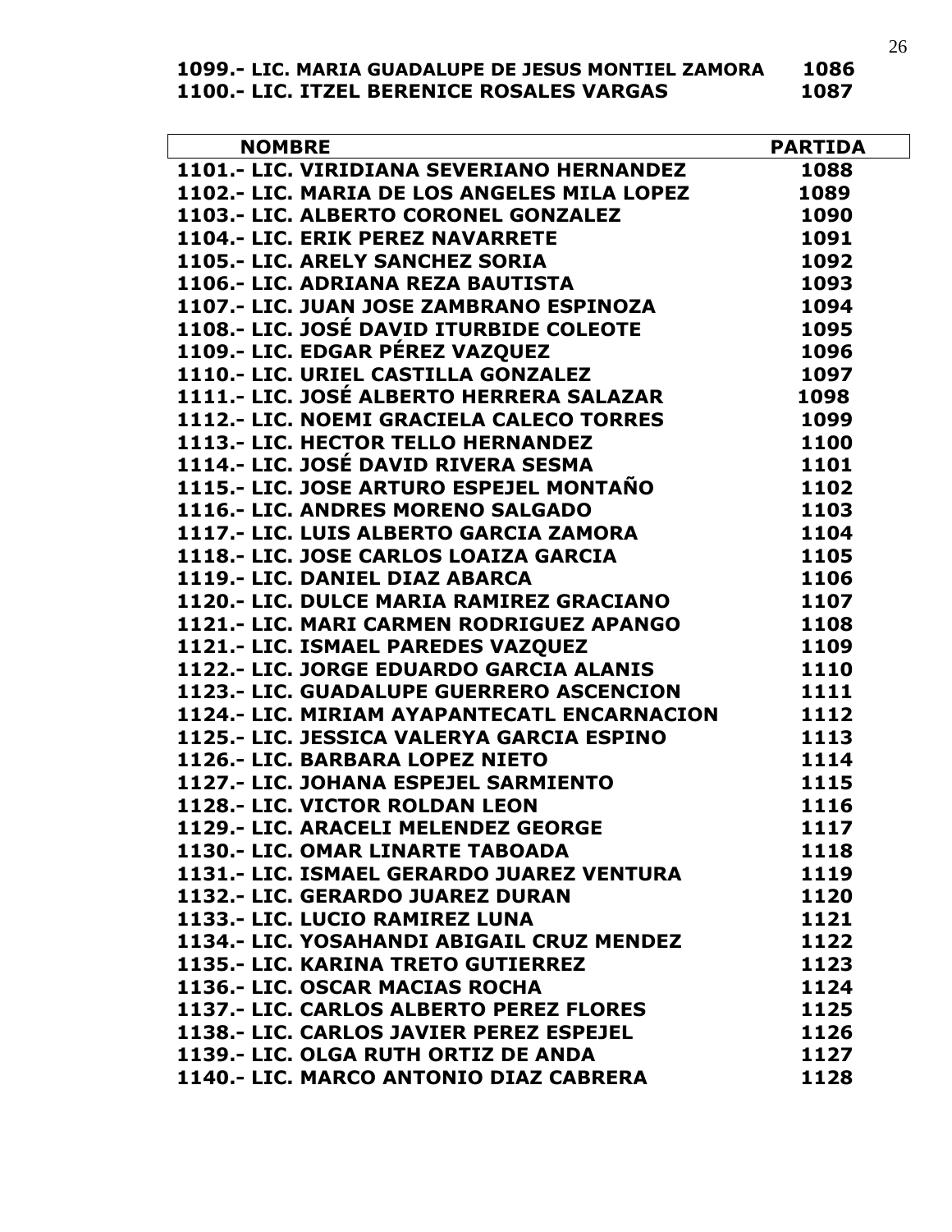**1099.- LIC. MARIA GUADALUPE DE JESUS MONTIEL ZAMORA 1086**
**1100.- LIC. ITZEL BERENICE ROSALES VARGAS 1087**

| NOMBRE | PARTIDA |
|---|---|
| 1101.- LIC. VIRIDIANA SEVERIANO HERNANDEZ | 1088 |
| 1102.- LIC. MARIA DE LOS ANGELES MILA LOPEZ | 1089 |
| 1103.- LIC. ALBERTO CORONEL GONZALEZ | 1090 |
| 1104.- LIC. ERIK PEREZ NAVARRETE | 1091 |
| 1105.- LIC. ARELY SANCHEZ SORIA | 1092 |
| 1106.- LIC. ADRIANA REZA BAUTISTA | 1093 |
| 1107.- LIC. JUAN JOSE ZAMBRANO ESPINOZA | 1094 |
| 1108.- LIC. JOSÉ DAVID ITURBIDE COLEOTE | 1095 |
| 1109.- LIC. EDGAR PÉREZ VAZQUEZ | 1096 |
| 1110.- LIC. URIEL CASTILLA GONZALEZ | 1097 |
| 1111.- LIC. JOSÉ ALBERTO HERRERA SALAZAR | 1098 |
| 1112.- LIC. NOEMI GRACIELA CALECO TORRES | 1099 |
| 1113.- LIC. HECTOR TELLO HERNANDEZ | 1100 |
| 1114.- LIC. JOSÉ DAVID RIVERA SESMA | 1101 |
| 1115.- LIC. JOSE ARTURO ESPEJEL MONTAÑO | 1102 |
| 1116.- LIC. ANDRES MORENO SALGADO | 1103 |
| 1117.- LIC. LUIS ALBERTO GARCIA ZAMORA | 1104 |
| 1118.- LIC. JOSE CARLOS LOAIZA GARCIA | 1105 |
| 1119.- LIC. DANIEL DIAZ ABARCA | 1106 |
| 1120.- LIC. DULCE MARIA RAMIREZ GRACIANO | 1107 |
| 1121.- LIC. MARI CARMEN RODRIGUEZ APANGO | 1108 |
| 1121.- LIC. ISMAEL PAREDES VAZQUEZ | 1109 |
| 1122.- LIC. JORGE EDUARDO GARCIA ALANIS | 1110 |
| 1123.- LIC. GUADALUPE GUERRERO ASCENCION | 1111 |
| 1124.- LIC. MIRIAM AYAPANTECATL ENCARNACION | 1112 |
| 1125.- LIC. JESSICA VALERYA GARCIA ESPINO | 1113 |
| 1126.- LIC. BARBARA LOPEZ NIETO | 1114 |
| 1127.- LIC. JOHANA ESPEJEL SARMIENTO | 1115 |
| 1128.- LIC. VICTOR ROLDAN LEON | 1116 |
| 1129.- LIC. ARACELI MELENDEZ GEORGE | 1117 |
| 1130.- LIC. OMAR LINARTE TABOADA | 1118 |
| 1131.- LIC. ISMAEL GERARDO JUAREZ VENTURA | 1119 |
| 1132.- LIC. GERARDO JUAREZ DURAN | 1120 |
| 1133.- LIC. LUCIO RAMIREZ LUNA | 1121 |
| 1134.- LIC. YOSAHANDI ABIGAIL CRUZ MENDEZ | 1122 |
| 1135.- LIC. KARINA TRETO GUTIERREZ | 1123 |
| 1136.- LIC. OSCAR MACIAS ROCHA | 1124 |
| 1137.- LIC. CARLOS ALBERTO PEREZ FLORES | 1125 |
| 1138.- LIC. CARLOS JAVIER PEREZ ESPEJEL | 1126 |
| 1139.- LIC. OLGA RUTH ORTIZ DE ANDA | 1127 |
| 1140.- LIC. MARCO ANTONIO DIAZ CABRERA | 1128 |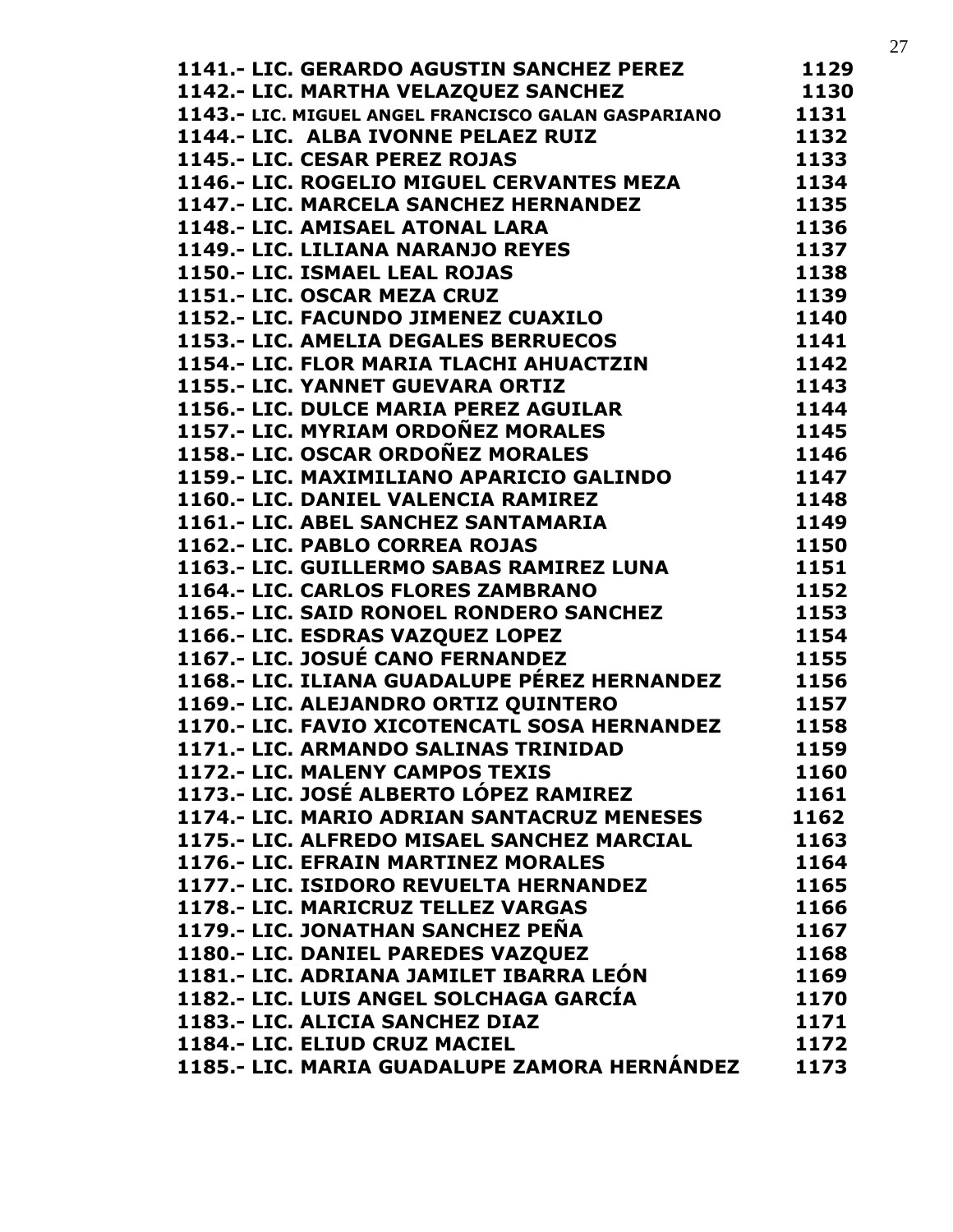**1141.- LIC. GERARDO AGUSTIN SANCHEZ PEREZ 1129**
**1142.- LIC. MARTHA VELAZQUEZ SANCHEZ 1130**
**1143.- LIC. MIGUEL ANGEL FRANCISCO GALAN GASPARIANO 1131**
**1144.- LIC. ALBA IVONNE PELAEZ RUIZ 1132**
**1145.- LIC. CESAR PEREZ ROJAS 1133**
**1146.- LIC. ROGELIO MIGUEL CERVANTES MEZA 1134**
**1147.- LIC. MARCELA SANCHEZ HERNANDEZ 1135**
**1148.- LIC. AMISAEL ATONAL LARA 1136**
**1149.- LIC. LILIANA NARANJO REYES 1137**
**1150.- LIC. ISMAEL LEAL ROJAS 1138**
**1151.- LIC. OSCAR MEZA CRUZ 1139**
**1152.- LIC. FACUNDO JIMENEZ CUAXILO 1140**
**1153.- LIC. AMELIA DEGALES BERRUECOS 1141**
**1154.- LIC. FLOR MARIA TLACHI AHUACTZIN 1142**
**1155.- LIC. YANNET GUEVARA ORTIZ 1143**
**1156.- LIC. DULCE MARIA PEREZ AGUILAR 1144**
**1157.- LIC. MYRIAM ORDOÑEZ MORALES 1145**
**1158.- LIC. OSCAR ORDOÑEZ MORALES 1146**
**1159.- LIC. MAXIMILIANO APARICIO GALINDO 1147**
**1160.- LIC. DANIEL VALENCIA RAMIREZ 1148**
**1161.- LIC. ABEL SANCHEZ SANTAMARIA 1149**
**1162.- LIC. PABLO CORREA ROJAS 1150**
**1163.- LIC. GUILLERMO SABAS RAMIREZ LUNA 1151**
**1164.- LIC. CARLOS FLORES ZAMBRANO 1152**
**1165.- LIC. SAID RONOEL RONDERO SANCHEZ 1153**
**1166.- LIC. ESDRAS VAZQUEZ LOPEZ 1154**
**1167.- LIC. JOSUÉ CANO FERNANDEZ 1155**
**1168.- LIC. ILIANA GUADALUPE PÉREZ HERNANDEZ 1156**
**1169.- LIC. ALEJANDRO ORTIZ QUINTERO 1157**
**1170.- LIC. FAVIO XICOTENCATL SOSA HERNANDEZ 1158**
**1171.- LIC. ARMANDO SALINAS TRINIDAD 1159**
**1172.- LIC. MALENY CAMPOS TEXIS 1160**
**1173.- LIC. JOSÉ ALBERTO LÓPEZ RAMIREZ 1161**
**1174.- LIC. MARIO ADRIAN SANTACRUZ MENESES 1162**
**1175.- LIC. ALFREDO MISAEL SANCHEZ MARCIAL 1163**
**1176.- LIC. EFRAIN MARTINEZ MORALES 1164**
**1177.- LIC. ISIDORO REVUELTA HERNANDEZ 1165**
**1178.- LIC. MARICRUZ TELLEZ VARGAS 1166**
**1179.- LIC. JONATHAN SANCHEZ PEÑA 1167**
**1180.- LIC. DANIEL PAREDES VAZQUEZ 1168**
**1181.- LIC. ADRIANA JAMILET IBARRA LEÓN 1169**
**1182.- LIC. LUIS ANGEL SOLCHAGA GARCÍA 1170**
**1183.- LIC. ALICIA SANCHEZ DIAZ 1171**
**1184.- LIC. ELIUD CRUZ MACIEL 1172**
**1185.- LIC. MARIA GUADALUPE ZAMORA HERNÁNDEZ 1173**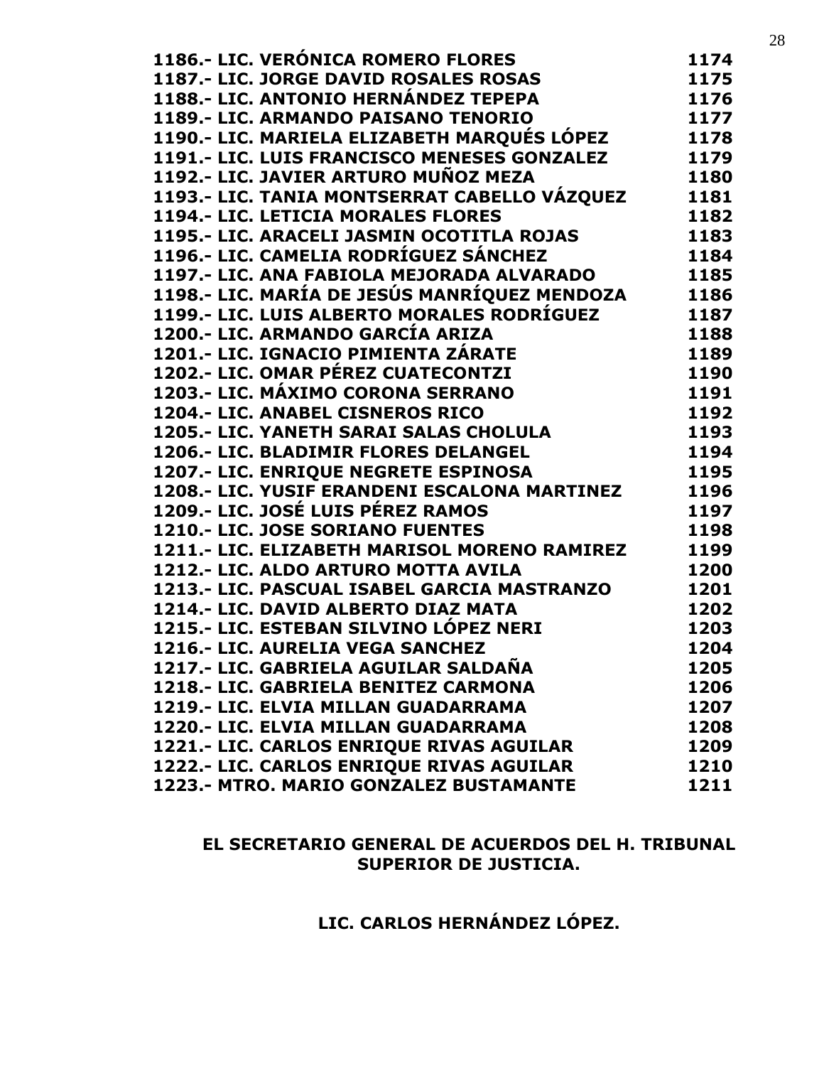| | |
|---|---|
| **1186.- LIC. VERÓNICA ROMERO FLORES** | **1174** |
| **1187.- LIC. JORGE DAVID ROSALES ROSAS** | **1175** |
| **1188.- LIC. ANTONIO HERNÁNDEZ TEPEPA** | **1176** |
| **1189.- LIC. ARMANDO PAISANO TENORIO** | **1177** |
| **1190.- LIC. MARIELA ELIZABETH MARQUÉS LÓPEZ** | **1178** |
| **1191.- LIC. LUIS FRANCISCO MENESES GONZALEZ** | **1179** |
| **1192.- LIC. JAVIER ARTURO MUÑOZ MEZA** | **1180** |
| **1193.- LIC. TANIA MONTSERRAT CABELLO VÁZQUEZ** | **1181** |
| **1194.- LIC. LETICIA MORALES FLORES** | **1182** |
| **1195.- LIC. ARACELI JASMIN OCOTITLA ROJAS** | **1183** |
| **1196.- LIC. CAMELIA RODRÍGUEZ SÁNCHEZ** | **1184** |
| **1197.- LIC. ANA FABIOLA MEJORADA ALVARADO** | **1185** |
| **1198.- LIC. MARÍA DE JESÚS MANRÍQUEZ MENDOZA** | **1186** |
| **1199.- LIC. LUIS ALBERTO MORALES RODRÍGUEZ** | **1187** |
| **1200.- LIC. ARMANDO GARCÍA ARIZA** | **1188** |
| **1201.- LIC. IGNACIO PIMIENTA ZÁRATE** | **1189** |
| **1202.- LIC. OMAR PÉREZ CUATECONTZI** | **1190** |
| **1203.- LIC. MÁXIMO CORONA SERRANO** | **1191** |
| **1204.- LIC. ANABEL CISNEROS RICO** | **1192** |
| **1205.- LIC. YANETH SARAI SALAS CHOLULA** | **1193** |
| **1206.- LIC. BLADIMIR FLORES DELANGEL** | **1194** |
| **1207.- LIC. ENRIQUE NEGRETE ESPINOSA** | **1195** |
| **1208.- LIC. YUSIF ERANDENI ESCALONA MARTINEZ** | **1196** |
| **1209.- LIC. JOSÉ LUIS PÉREZ RAMOS** | **1197** |
| **1210.- LIC. JOSE SORIANO FUENTES** | **1198** |
| **1211.- LIC. ELIZABETH MARISOL MORENO RAMIREZ** | **1199** |
| **1212.- LIC. ALDO ARTURO MOTTA AVILA** | **1200** |
| **1213.- LIC. PASCUAL ISABEL GARCIA MASTRANZO** | **1201** |
| **1214.- LIC. DAVID ALBERTO DIAZ MATA** | **1202** |
| **1215.- LIC. ESTEBAN SILVINO LÓPEZ NERI** | **1203** |
| **1216.- LIC. AURELIA VEGA SANCHEZ** | **1204** |
| **1217.- LIC. GABRIELA AGUILAR SALDAÑA** | **1205** |
| **1218.- LIC. GABRIELA BENITEZ CARMONA** | **1206** |
| **1219.- LIC. ELVIA MILLAN GUADARRAMA** | **1207** |
| **1220.- LIC. ELVIA MILLAN GUADARRAMA** | **1208** |
| **1221.- LIC. CARLOS ENRIQUE RIVAS AGUILAR** | **1209** |
| **1222.- LIC. CARLOS ENRIQUE RIVAS AGUILAR** | **1210** |
| **1223.- MTRO. MARIO GONZALEZ BUSTAMANTE** | **1211** |

**EL SECRETARIO GENERAL DE ACUERDOS DEL H. TRIBUNAL SUPERIOR DE JUSTICIA.**

**LIC. CARLOS HERNÁNDEZ LÓPEZ.**